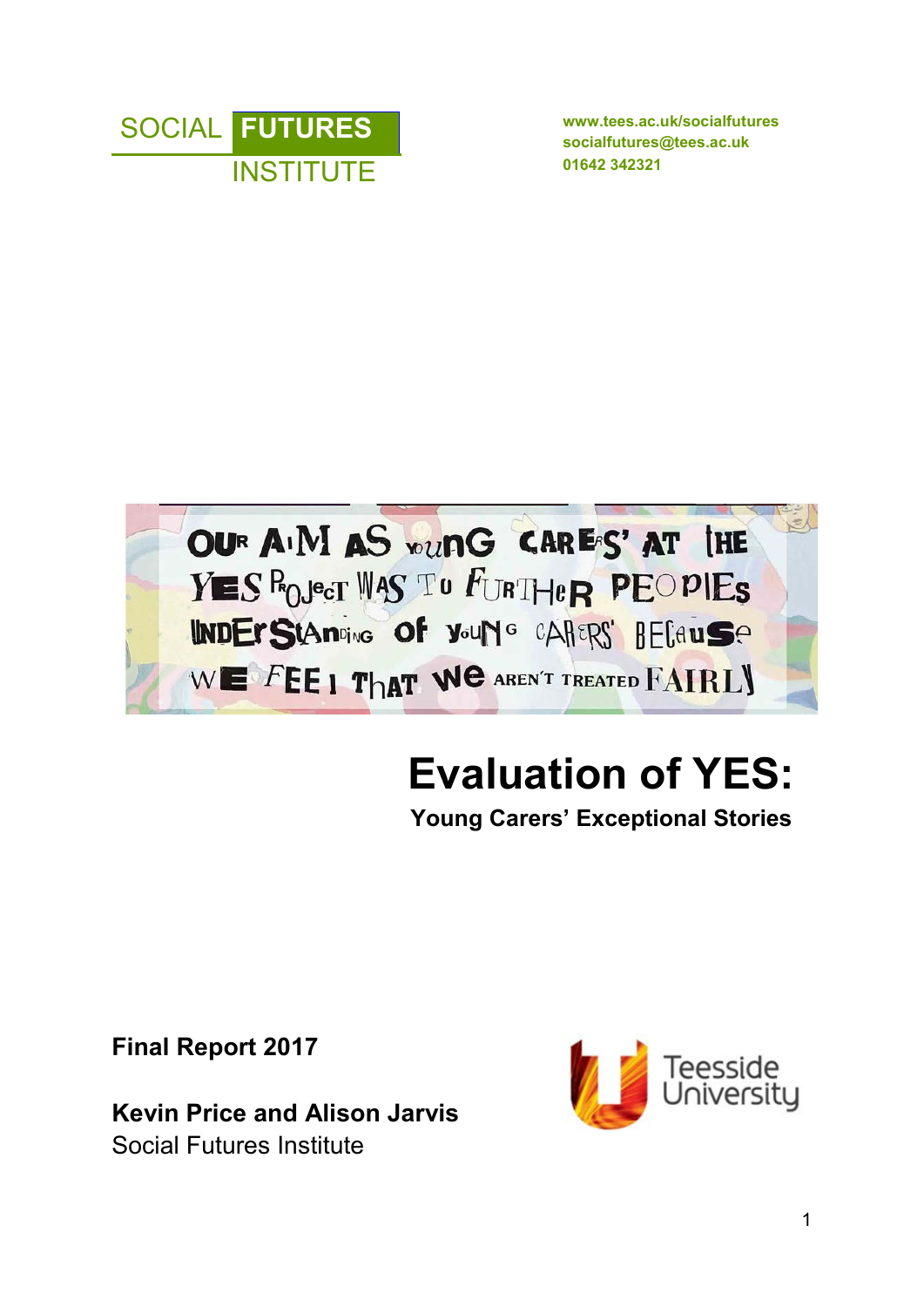SOCIAL **FUTURES**
INSTITUTE

**www.tees.ac.uk/socialfutures**
**socialfutures@tees.ac.uk**
**01642 342321**

OUR AIM AS YOUNG CARERS' AT THE YES PROJECT WAS TO FURTHER PEOPLES UNDERSTANDING OF YOUNG CARERS' BECAUSE WE FEEL THAT WE AREN'T TREATED FAIRLY

# Evaluation of YES:

## Young Carers' Exceptional Stories

**Final Report 2017**

**Kevin Price and Alison Jarvis**
Social Futures Institute

Teesside University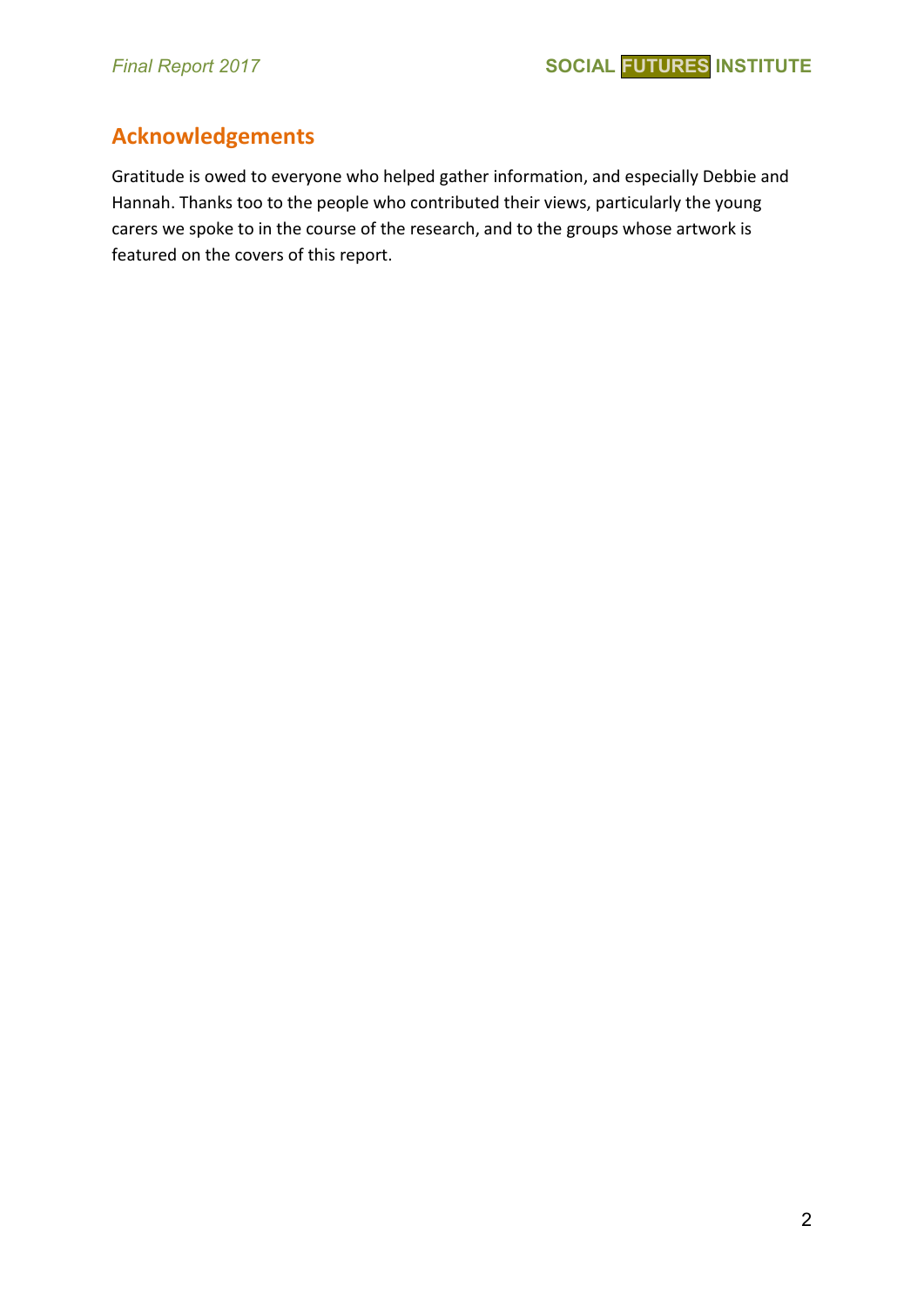## Acknowledgements

Gratitude is owed to everyone who helped gather information, and especially Debbie and Hannah. Thanks too to the people who contributed their views, particularly the young carers we spoke to in the course of the research, and to the groups whose artwork is featured on the covers of this report.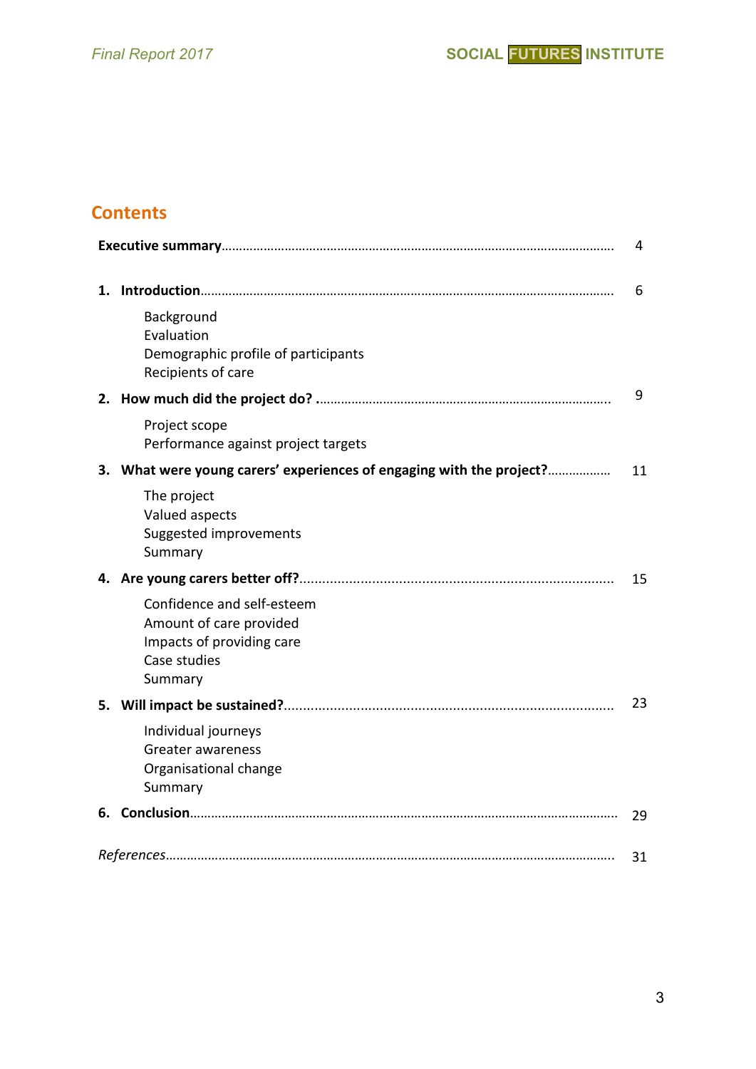## Contents

| | |
|---|---|
| **Executive summary** | 4 |
| **1. Introduction** | 6 |
| Background | |
| Evaluation | |
| Demographic profile of participants | |
| Recipients of care | |
| **2. How much did the project do?** | 9 |
| Project scope | |
| Performance against project targets | |
| **3. What were young carers' experiences of engaging with the project?** | 11 |
| The project | |
| Valued aspects | |
| Suggested improvements | |
| Summary | |
| **4. Are young carers better off?** | 15 |
| Confidence and self-esteem | |
| Amount of care provided | |
| Impacts of providing care | |
| Case studies | |
| Summary | |
| **5. Will impact be sustained?** | 23 |
| Individual journeys | |
| Greater awareness | |
| Organisational change | |
| Summary | |
| **6. Conclusion** | 29 |
| *References* | 31 |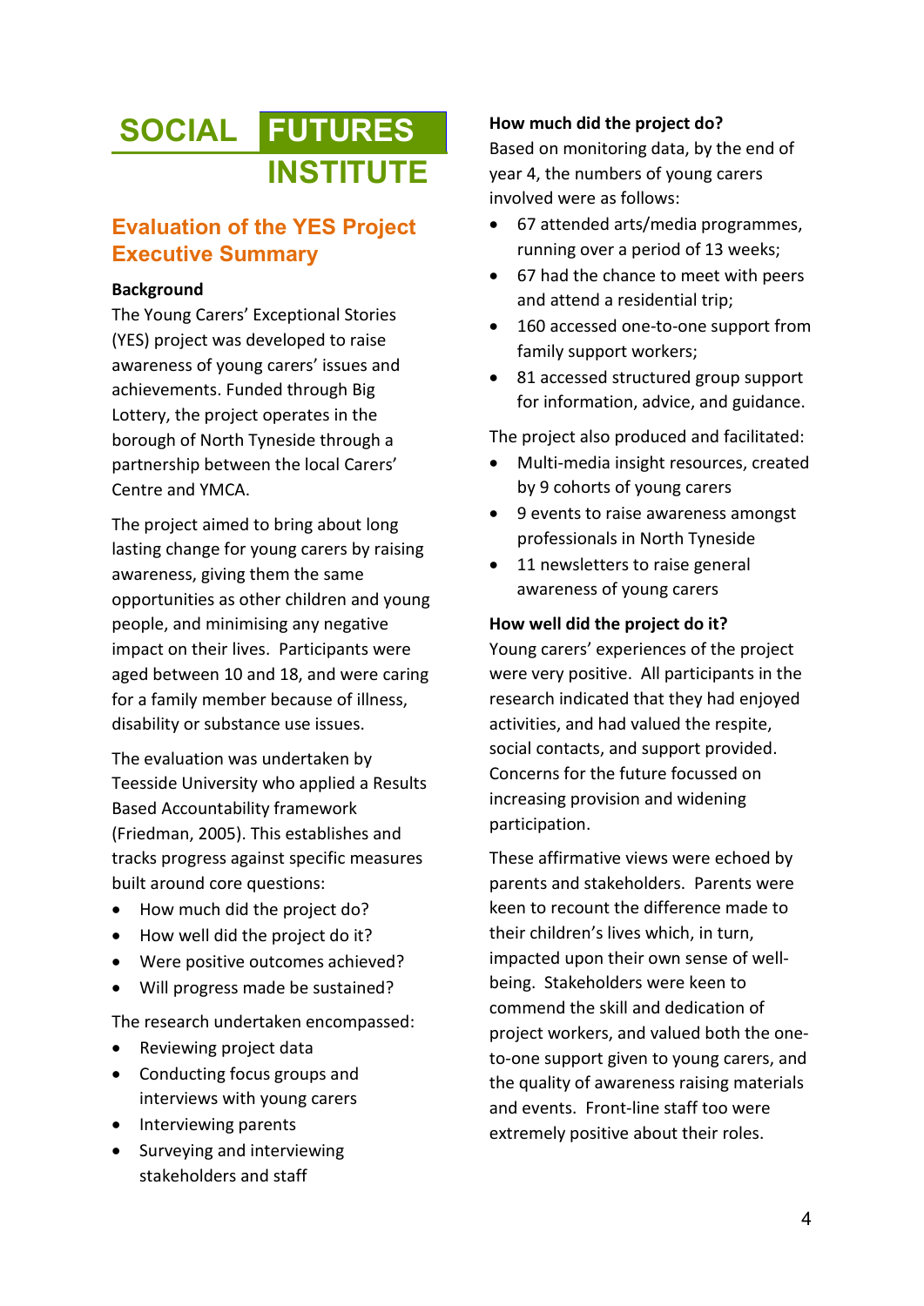**SOCIAL FUTURES INSTITUTE**

## Evaluation of the YES Project Executive Summary

**Background**

The Young Carers' Exceptional Stories (YES) project was developed to raise awareness of young carers' issues and achievements. Funded through Big Lottery, the project operates in the borough of North Tyneside through a partnership between the local Carers' Centre and YMCA.

The project aimed to bring about long lasting change for young carers by raising awareness, giving them the same opportunities as other children and young people, and minimising any negative impact on their lives. Participants were aged between 10 and 18, and were caring for a family member because of illness, disability or substance use issues.

The evaluation was undertaken by Teesside University who applied a Results Based Accountability framework (Friedman, 2005). This establishes and tracks progress against specific measures built around core questions:

- How much did the project do?
- How well did the project do it?
- Were positive outcomes achieved?
- Will progress made be sustained?

The research undertaken encompassed:

- Reviewing project data
- Conducting focus groups and interviews with young carers
- Interviewing parents
- Surveying and interviewing stakeholders and staff

**How much did the project do?**

Based on monitoring data, by the end of year 4, the numbers of young carers involved were as follows:

- 67 attended arts/media programmes, running over a period of 13 weeks;
- 67 had the chance to meet with peers and attend a residential trip;
- 160 accessed one-to-one support from family support workers;
- 81 accessed structured group support for information, advice, and guidance.

The project also produced and facilitated:

- Multi-media insight resources, created by 9 cohorts of young carers
- 9 events to raise awareness amongst professionals in North Tyneside
- 11 newsletters to raise general awareness of young carers

**How well did the project do it?**

Young carers' experiences of the project were very positive. All participants in the research indicated that they had enjoyed activities, and had valued the respite, social contacts, and support provided. Concerns for the future focussed on increasing provision and widening participation.

These affirmative views were echoed by parents and stakeholders. Parents were keen to recount the difference made to their children's lives which, in turn, impacted upon their own sense of well-being. Stakeholders were keen to commend the skill and dedication of project workers, and valued both the one-to-one support given to young carers, and the quality of awareness raising materials and events. Front-line staff too were extremely positive about their roles.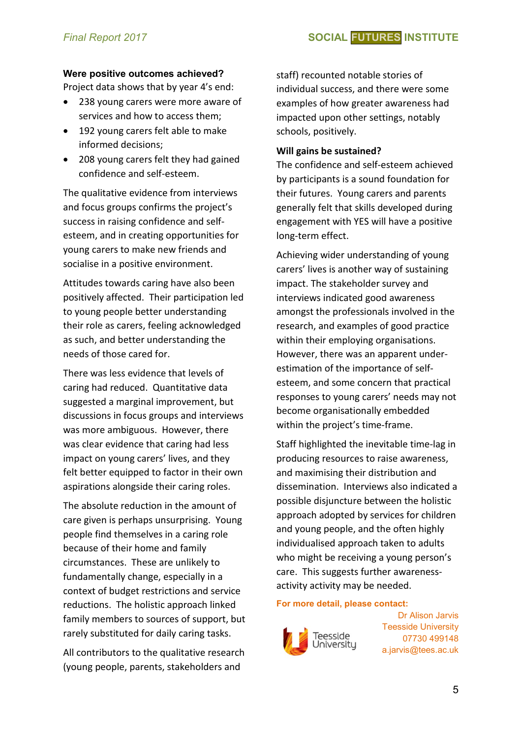**Were positive outcomes achieved?**

Project data shows that by year 4's end:

- 238 young carers were more aware of services and how to access them;
- 192 young carers felt able to make informed decisions;
- 208 young carers felt they had gained confidence and self-esteem.

The qualitative evidence from interviews and focus groups confirms the project's success in raising confidence and self-esteem, and in creating opportunities for young carers to make new friends and socialise in a positive environment.

Attitudes towards caring have also been positively affected. Their participation led to young people better understanding their role as carers, feeling acknowledged as such, and better understanding the needs of those cared for.

There was less evidence that levels of caring had reduced. Quantitative data suggested a marginal improvement, but discussions in focus groups and interviews was more ambiguous. However, there was clear evidence that caring had less impact on young carers' lives, and they felt better equipped to factor in their own aspirations alongside their caring roles.

The absolute reduction in the amount of care given is perhaps unsurprising. Young people find themselves in a caring role because of their home and family circumstances. These are unlikely to fundamentally change, especially in a context of budget restrictions and service reductions. The holistic approach linked family members to sources of support, but rarely substituted for daily caring tasks.

All contributors to the qualitative research (young people, parents, stakeholders and staff) recounted notable stories of individual success, and there were some examples of how greater awareness had impacted upon other settings, notably schools, positively.

**Will gains be sustained?**

The confidence and self-esteem achieved by participants is a sound foundation for their futures. Young carers and parents generally felt that skills developed during engagement with YES will have a positive long-term effect.

Achieving wider understanding of young carers' lives is another way of sustaining impact. The stakeholder survey and interviews indicated good awareness amongst the professionals involved in the research, and examples of good practice within their employing organisations. However, there was an apparent under-estimation of the importance of self-esteem, and some concern that practical responses to young carers' needs may not become organisationally embedded within the project's time-frame.

Staff highlighted the inevitable time-lag in producing resources to raise awareness, and maximising their distribution and dissemination. Interviews also indicated a possible disjuncture between the holistic approach adopted by services for children and young people, and the often highly individualised approach taken to adults who might be receiving a young person's care. This suggests further awareness-activity activity may be needed.

**For more detail, please contact:**

Dr Alison Jarvis
Teesside University
07730 499148
a.jarvis@tees.ac.uk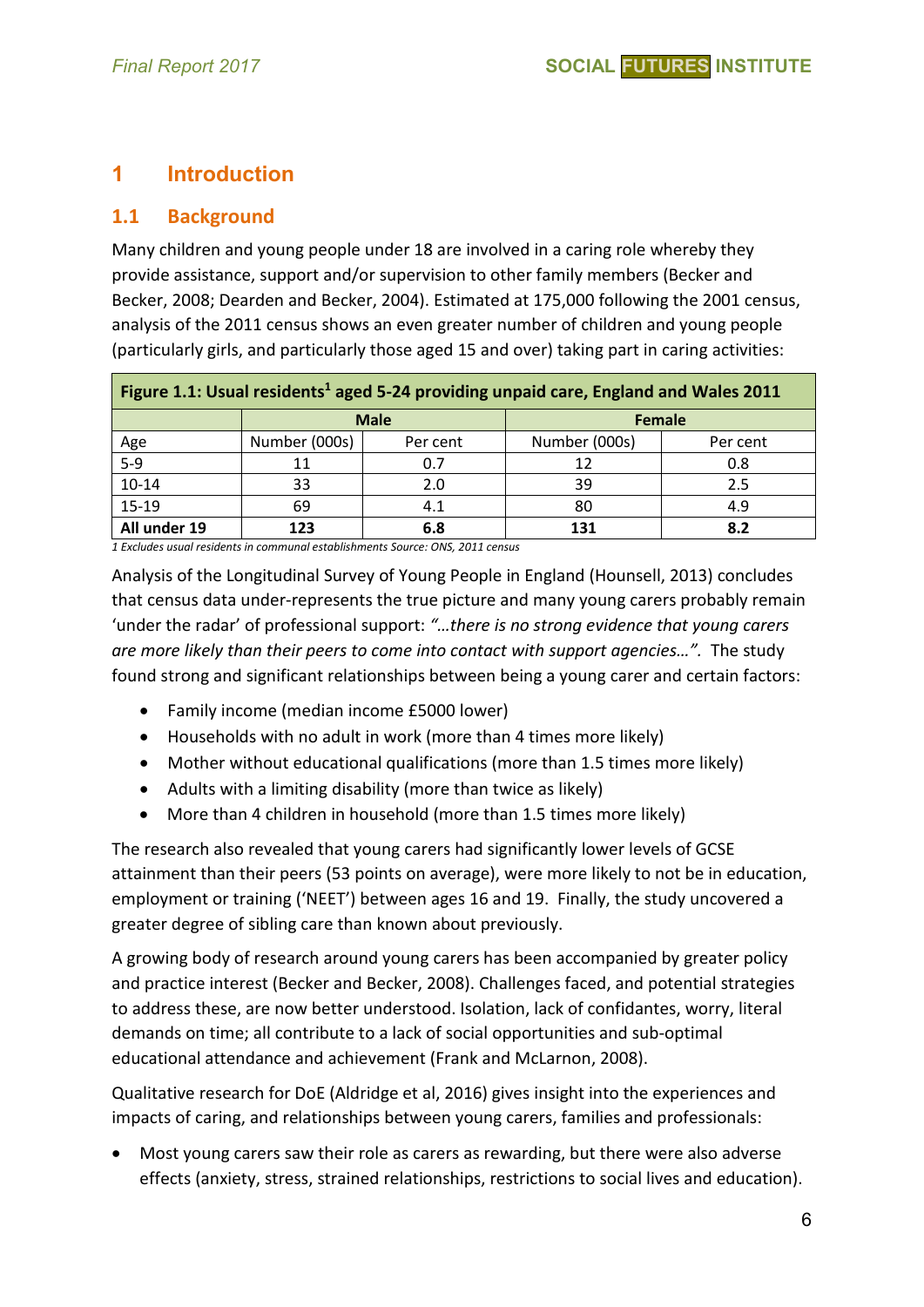# 1 Introduction

## 1.1 Background

Many children and young people under 18 are involved in a caring role whereby they provide assistance, support and/or supervision to other family members (Becker and Becker, 2008; Dearden and Becker, 2004). Estimated at 175,000 following the 2001 census, analysis of the 2011 census shows an even greater number of children and young people (particularly girls, and particularly those aged 15 and over) taking part in caring activities:

| **Figure 1.1: Usual residents[1] aged 5-24 providing unpaid care, England and Wales 2011** | | | | |
|---|---|---|---|---|
| | **Male** | | **Female** | |
| Age | Number (000s) | Per cent | Number (000s) | Per cent |
| 5-9 | 11 | 0.7 | 12 | 0.8 |
| 10-14 | 33 | 2.0 | 39 | 2.5 |
| 15-19 | 69 | 4.1 | 80 | 4.9 |
| **All under 19** | **123** | **6.8** | **131** | **8.2** |

*1 Excludes usual residents in communal establishments Source: ONS, 2011 census*

Analysis of the Longitudinal Survey of Young People in England (Hounsell, 2013) concludes that census data under-represents the true picture and many young carers probably remain 'under the radar' of professional support: *"…there is no strong evidence that young carers are more likely than their peers to come into contact with support agencies…".* The study found strong and significant relationships between being a young carer and certain factors:

- Family income (median income £5000 lower)
- Households with no adult in work (more than 4 times more likely)
- Mother without educational qualifications (more than 1.5 times more likely)
- Adults with a limiting disability (more than twice as likely)
- More than 4 children in household (more than 1.5 times more likely)

The research also revealed that young carers had significantly lower levels of GCSE attainment than their peers (53 points on average), were more likely to not be in education, employment or training ('NEET') between ages 16 and 19. Finally, the study uncovered a greater degree of sibling care than known about previously.

A growing body of research around young carers has been accompanied by greater policy and practice interest (Becker and Becker, 2008). Challenges faced, and potential strategies to address these, are now better understood. Isolation, lack of confidantes, worry, literal demands on time; all contribute to a lack of social opportunities and sub-optimal educational attendance and achievement (Frank and McLarnon, 2008).

Qualitative research for DoE (Aldridge et al, 2016) gives insight into the experiences and impacts of caring, and relationships between young carers, families and professionals:

- Most young carers saw their role as carers as rewarding, but there were also adverse effects (anxiety, stress, strained relationships, restrictions to social lives and education).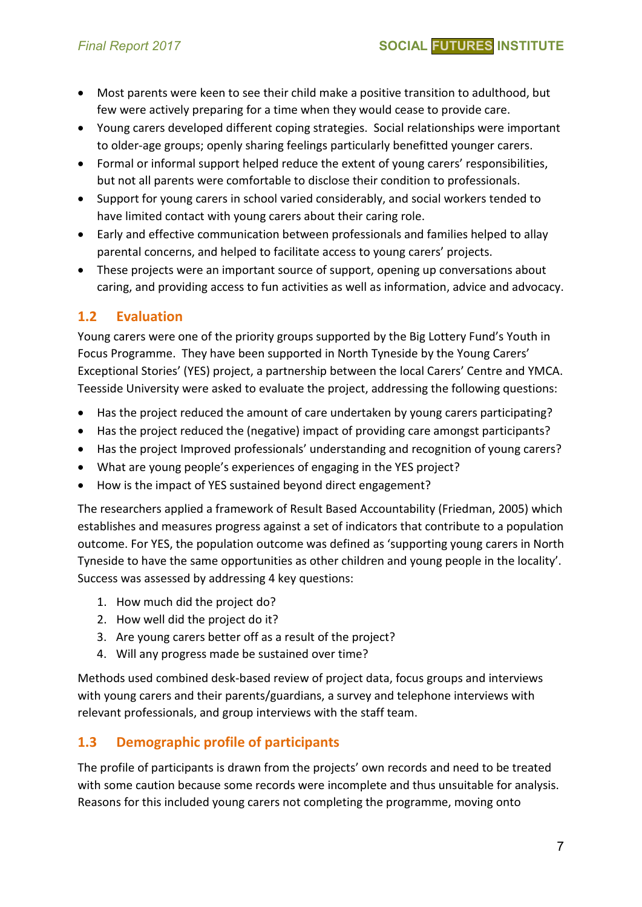- Most parents were keen to see their child make a positive transition to adulthood, but few were actively preparing for a time when they would cease to provide care.
- Young carers developed different coping strategies. Social relationships were important to older-age groups; openly sharing feelings particularly benefitted younger carers.
- Formal or informal support helped reduce the extent of young carers' responsibilities, but not all parents were comfortable to disclose their condition to professionals.
- Support for young carers in school varied considerably, and social workers tended to have limited contact with young carers about their caring role.
- Early and effective communication between professionals and families helped to allay parental concerns, and helped to facilitate access to young carers' projects.
- These projects were an important source of support, opening up conversations about caring, and providing access to fun activities as well as information, advice and advocacy.

## 1.2 Evaluation

Young carers were one of the priority groups supported by the Big Lottery Fund's Youth in Focus Programme. They have been supported in North Tyneside by the Young Carers' Exceptional Stories' (YES) project, a partnership between the local Carers' Centre and YMCA. Teesside University were asked to evaluate the project, addressing the following questions:

- Has the project reduced the amount of care undertaken by young carers participating?
- Has the project reduced the (negative) impact of providing care amongst participants?
- Has the project Improved professionals' understanding and recognition of young carers?
- What are young people's experiences of engaging in the YES project?
- How is the impact of YES sustained beyond direct engagement?

The researchers applied a framework of Result Based Accountability (Friedman, 2005) which establishes and measures progress against a set of indicators that contribute to a population outcome. For YES, the population outcome was defined as 'supporting young carers in North Tyneside to have the same opportunities as other children and young people in the locality'. Success was assessed by addressing 4 key questions:

1. How much did the project do?
2. How well did the project do it?
3. Are young carers better off as a result of the project?
4. Will any progress made be sustained over time?

Methods used combined desk-based review of project data, focus groups and interviews with young carers and their parents/guardians, a survey and telephone interviews with relevant professionals, and group interviews with the staff team.

## 1.3 Demographic profile of participants

The profile of participants is drawn from the projects' own records and need to be treated with some caution because some records were incomplete and thus unsuitable for analysis. Reasons for this included young carers not completing the programme, moving onto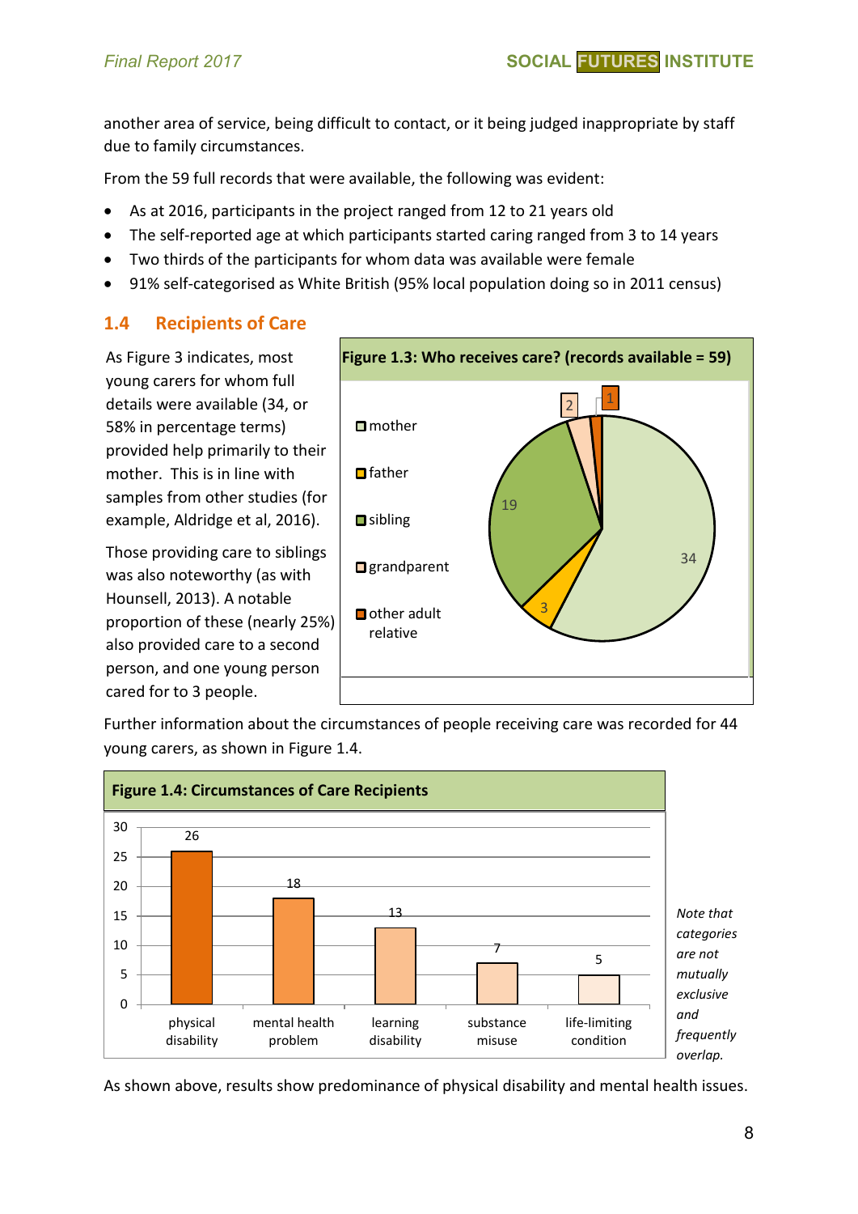another area of service, being difficult to contact, or it being judged inappropriate by staff due to family circumstances.

From the 59 full records that were available, the following was evident:

- As at 2016, participants in the project ranged from 12 to 21 years old
- The self-reported age at which participants started caring ranged from 3 to 14 years
- Two thirds of the participants for whom data was available were female
- 91% self-categorised as White British (95% local population doing so in 2011 census)

## 1.4 Recipients of Care

As Figure 3 indicates, most young carers for whom full details were available (34, or 58% in percentage terms) provided help primarily to their mother. This is in line with samples from other studies (for example, Aldridge et al, 2016).

Those providing care to siblings was also noteworthy (as with Hounsell, 2013). A notable proportion of these (nearly 25%) also provided care to a second person, and one young person cared for to 3 people.

**Figure 1.3: Who receives care? (records available = 59)**

| Recipient | Number |
|---|---|
| mother | 34 |
| father | 3 |
| sibling | 19 |
| grandparent | 2 |
| other adult relative | 1 |

Further information about the circumstances of people receiving care was recorded for 44 young carers, as shown in Figure 1.4.

**Figure 1.4: Circumstances of Care Recipients**

| Circumstance | Number |
|---|---|
| physical disability | 26 |
| mental health problem | 18 |
| learning disability | 13 |
| substance misuse | 7 |
| life-limiting condition | 5 |

*Note that categories are not mutually exclusive and frequently overlap.*

As shown above, results show predominance of physical disability and mental health issues.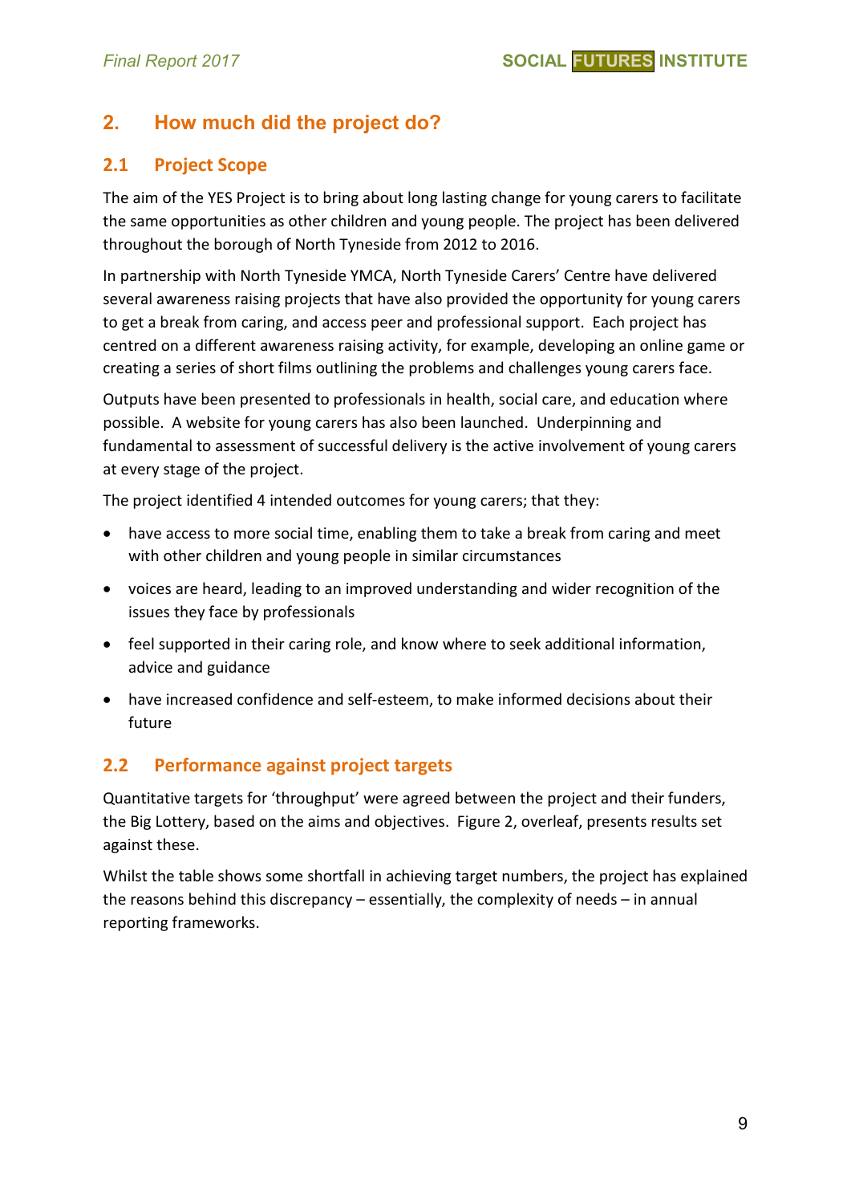## 2. How much did the project do?

### 2.1 Project Scope

The aim of the YES Project is to bring about long lasting change for young carers to facilitate the same opportunities as other children and young people. The project has been delivered throughout the borough of North Tyneside from 2012 to 2016.

In partnership with North Tyneside YMCA, North Tyneside Carers' Centre have delivered several awareness raising projects that have also provided the opportunity for young carers to get a break from caring, and access peer and professional support. Each project has centred on a different awareness raising activity, for example, developing an online game or creating a series of short films outlining the problems and challenges young carers face.

Outputs have been presented to professionals in health, social care, and education where possible. A website for young carers has also been launched. Underpinning and fundamental to assessment of successful delivery is the active involvement of young carers at every stage of the project.

The project identified 4 intended outcomes for young carers; that they:

- have access to more social time, enabling them to take a break from caring and meet with other children and young people in similar circumstances
- voices are heard, leading to an improved understanding and wider recognition of the issues they face by professionals
- feel supported in their caring role, and know where to seek additional information, advice and guidance
- have increased confidence and self-esteem, to make informed decisions about their future

### 2.2 Performance against project targets

Quantitative targets for 'throughput' were agreed between the project and their funders, the Big Lottery, based on the aims and objectives. Figure 2, overleaf, presents results set against these.

Whilst the table shows some shortfall in achieving target numbers, the project has explained the reasons behind this discrepancy – essentially, the complexity of needs – in annual reporting frameworks.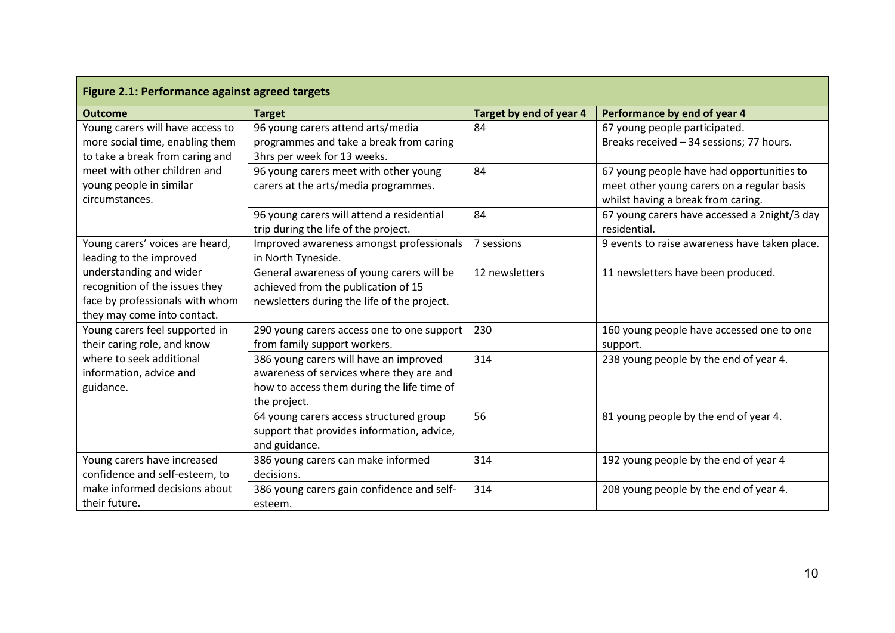**Figure 2.1: Performance against agreed targets**

| Outcome | Target | Target by end of year 4 | Performance by end of year 4 |
|---|---|---|---|
| Young carers will have access to more social time, enabling them to take a break from caring and meet with other children and young people in similar circumstances. | 96 young carers attend arts/media programmes and take a break from caring 3hrs per week for 13 weeks. | 84 | 67 young people participated. Breaks received – 34 sessions; 77 hours. |
| | 96 young carers meet with other young carers at the arts/media programmes. | 84 | 67 young people have had opportunities to meet other young carers on a regular basis whilst having a break from caring. |
| | 96 young carers will attend a residential trip during the life of the project. | 84 | 67 young carers have accessed a 2night/3 day residential. |
| Young carers' voices are heard, leading to the improved understanding and wider recognition of the issues they face by professionals with whom they may come into contact. | Improved awareness amongst professionals in North Tyneside. | 7 sessions | 9 events to raise awareness have taken place. |
| | General awareness of young carers will be achieved from the publication of 15 newsletters during the life of the project. | 12 newsletters | 11 newsletters have been produced. |
| Young carers feel supported in their caring role, and know where to seek additional information, advice and guidance. | 290 young carers access one to one support from family support workers. | 230 | 160 young people have accessed one to one support. |
| | 386 young carers will have an improved awareness of services where they are and how to access them during the life time of the project. | 314 | 238 young people by the end of year 4. |
| | 64 young carers access structured group support that provides information, advice, and guidance. | 56 | 81 young people by the end of year 4. |
| Young carers have increased confidence and self-esteem, to make informed decisions about their future. | 386 young carers can make informed decisions. | 314 | 192 young people by the end of year 4 |
| | 386 young carers gain confidence and self-esteem. | 314 | 208 young people by the end of year 4. |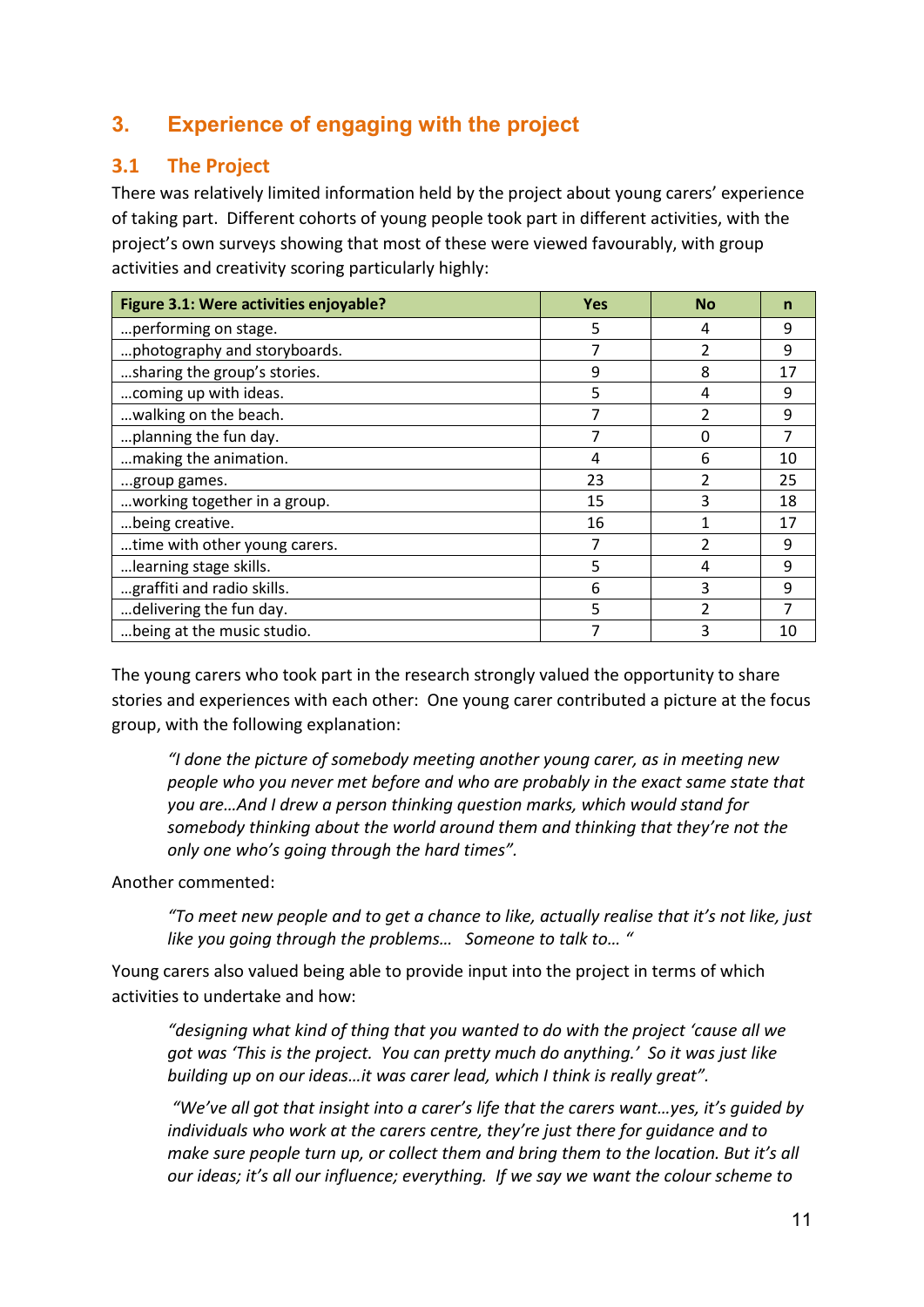## 3. Experience of engaging with the project

### 3.1 The Project

There was relatively limited information held by the project about young carers' experience of taking part. Different cohorts of young people took part in different activities, with the project's own surveys showing that most of these were viewed favourably, with group activities and creativity scoring particularly highly:

| Figure 3.1: Were activities enjoyable? | Yes | No | n |
|---|---|---|---|
| …performing on stage. | 5 | 4 | 9 |
| …photography and storyboards. | 7 | 2 | 9 |
| …sharing the group's stories. | 9 | 8 | 17 |
| …coming up with ideas. | 5 | 4 | 9 |
| …walking on the beach. | 7 | 2 | 9 |
| …planning the fun day. | 7 | 0 | 7 |
| …making the animation. | 4 | 6 | 10 |
| ...group games. | 23 | 2 | 25 |
| …working together in a group. | 15 | 3 | 18 |
| …being creative. | 16 | 1 | 17 |
| …time with other young carers. | 7 | 2 | 9 |
| …learning stage skills. | 5 | 4 | 9 |
| …graffiti and radio skills. | 6 | 3 | 9 |
| …delivering the fun day. | 5 | 2 | 7 |
| …being at the music studio. | 7 | 3 | 10 |

The young carers who took part in the research strongly valued the opportunity to share stories and experiences with each other: One young carer contributed a picture at the focus group, with the following explanation:

> *"I done the picture of somebody meeting another young carer, as in meeting new people who you never met before and who are probably in the exact same state that you are…And I drew a person thinking question marks, which would stand for somebody thinking about the world around them and thinking that they're not the only one who's going through the hard times".*

Another commented:

> *"To meet new people and to get a chance to like, actually realise that it's not like, just like you going through the problems… Someone to talk to… "*

Young carers also valued being able to provide input into the project in terms of which activities to undertake and how:

> *"designing what kind of thing that you wanted to do with the project 'cause all we got was 'This is the project. You can pretty much do anything.' So it was just like building up on our ideas…it was carer lead, which I think is really great".*

> *"We've all got that insight into a carer's life that the carers want…yes, it's guided by individuals who work at the carers centre, they're just there for guidance and to make sure people turn up, or collect them and bring them to the location. But it's all our ideas; it's all our influence; everything. If we say we want the colour scheme to*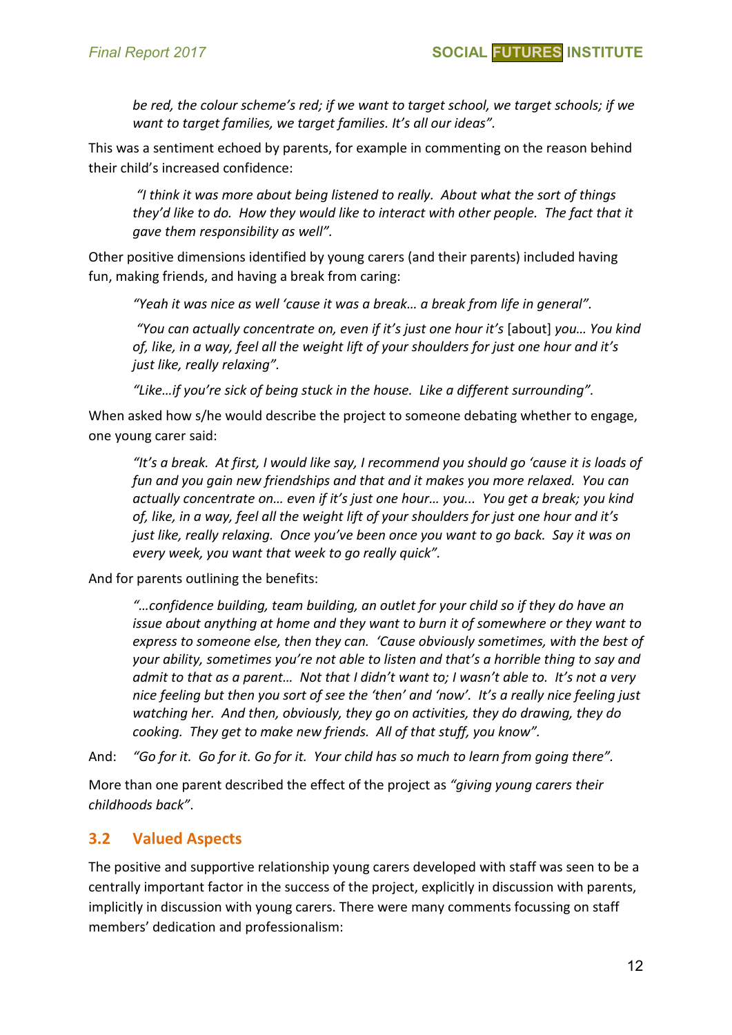> *be red, the colour scheme's red; if we want to target school, we target schools; if we want to target families, we target families. It's all our ideas".*

This was a sentiment echoed by parents, for example in commenting on the reason behind their child's increased confidence:

> *"I think it was more about being listened to really. About what the sort of things they'd like to do. How they would like to interact with other people. The fact that it gave them responsibility as well".*

Other positive dimensions identified by young carers (and their parents) included having fun, making friends, and having a break from caring:

> *"Yeah it was nice as well 'cause it was a break… a break from life in general".*
>
> *"You can actually concentrate on, even if it's just one hour it's* [about] *you… You kind of, like, in a way, feel all the weight lift of your shoulders for just one hour and it's just like, really relaxing".*
>
> *"Like…if you're sick of being stuck in the house. Like a different surrounding".*

When asked how s/he would describe the project to someone debating whether to engage, one young carer said:

> *"It's a break. At first, I would like say, I recommend you should go 'cause it is loads of fun and you gain new friendships and that and it makes you more relaxed. You can actually concentrate on… even if it's just one hour… you... You get a break; you kind of, like, in a way, feel all the weight lift of your shoulders for just one hour and it's just like, really relaxing. Once you've been once you want to go back. Say it was on every week, you want that week to go really quick".*

And for parents outlining the benefits:

> *"…confidence building, team building, an outlet for your child so if they do have an issue about anything at home and they want to burn it of somewhere or they want to express to someone else, then they can. 'Cause obviously sometimes, with the best of your ability, sometimes you're not able to listen and that's a horrible thing to say and admit to that as a parent… Not that I didn't want to; I wasn't able to. It's not a very nice feeling but then you sort of see the 'then' and 'now'. It's a really nice feeling just watching her. And then, obviously, they go on activities, they do drawing, they do cooking. They get to make new friends. All of that stuff, you know".*

And: *"Go for it. Go for it. Go for it. Your child has so much to learn from going there".*

More than one parent described the effect of the project as *"giving young carers their childhoods back"*.

## 3.2 Valued Aspects

The positive and supportive relationship young carers developed with staff was seen to be a centrally important factor in the success of the project, explicitly in discussion with parents, implicitly in discussion with young carers. There were many comments focussing on staff members' dedication and professionalism: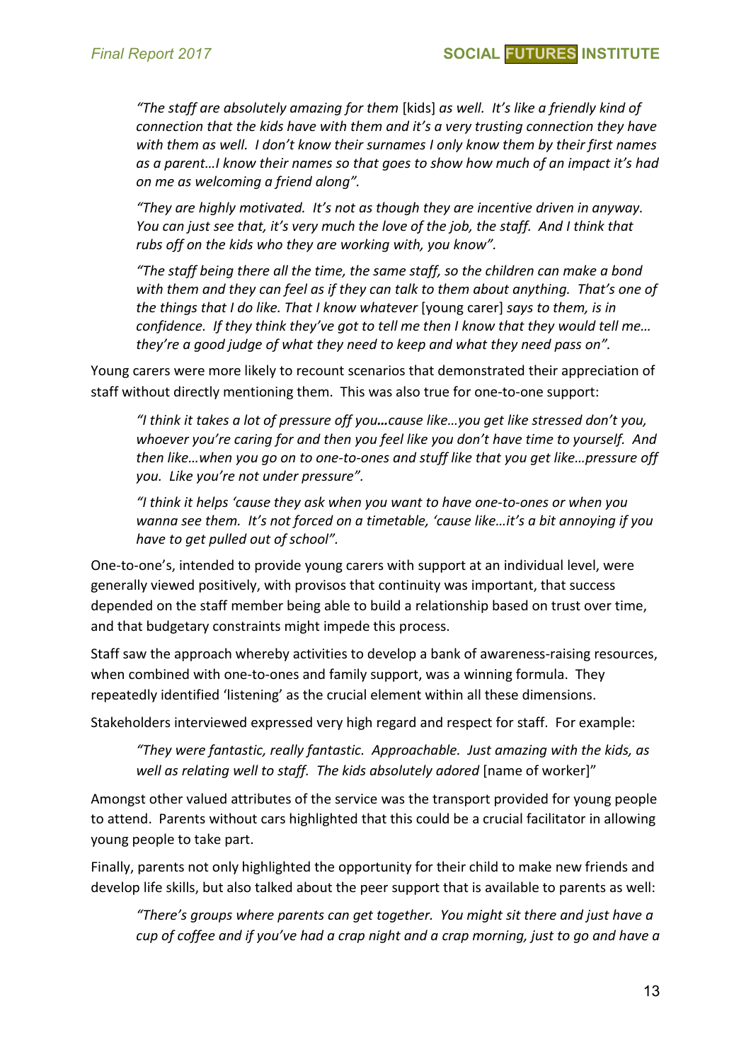*"The staff are absolutely amazing for them* [kids] *as well. It's like a friendly kind of connection that the kids have with them and it's a very trusting connection they have with them as well. I don't know their surnames I only know them by their first names as a parent…I know their names so that goes to show how much of an impact it's had on me as welcoming a friend along".*

*"They are highly motivated. It's not as though they are incentive driven in anyway. You can just see that, it's very much the love of the job, the staff. And I think that rubs off on the kids who they are working with, you know".*

*"The staff being there all the time, the same staff, so the children can make a bond with them and they can feel as if they can talk to them about anything. That's one of the things that I do like. That I know whatever* [young carer] *says to them, is in confidence. If they think they've got to tell me then I know that they would tell me… they're a good judge of what they need to keep and what they need pass on".*

Young carers were more likely to recount scenarios that demonstrated their appreciation of staff without directly mentioning them. This was also true for one-to-one support:

*"I think it takes a lot of pressure off you…cause like…you get like stressed don't you, whoever you're caring for and then you feel like you don't have time to yourself. And then like…when you go on to one-to-ones and stuff like that you get like…pressure off you. Like you're not under pressure".*

*"I think it helps 'cause they ask when you want to have one-to-ones or when you wanna see them. It's not forced on a timetable, 'cause like…it's a bit annoying if you have to get pulled out of school".*

One-to-one's, intended to provide young carers with support at an individual level, were generally viewed positively, with provisos that continuity was important, that success depended on the staff member being able to build a relationship based on trust over time, and that budgetary constraints might impede this process.

Staff saw the approach whereby activities to develop a bank of awareness-raising resources, when combined with one-to-ones and family support, was a winning formula. They repeatedly identified 'listening' as the crucial element within all these dimensions.

Stakeholders interviewed expressed very high regard and respect for staff. For example:

*"They were fantastic, really fantastic. Approachable. Just amazing with the kids, as well as relating well to staff. The kids absolutely adored* [name of worker]"

Amongst other valued attributes of the service was the transport provided for young people to attend. Parents without cars highlighted that this could be a crucial facilitator in allowing young people to take part.

Finally, parents not only highlighted the opportunity for their child to make new friends and develop life skills, but also talked about the peer support that is available to parents as well:

*"There's groups where parents can get together. You might sit there and just have a cup of coffee and if you've had a crap night and a crap morning, just to go and have a*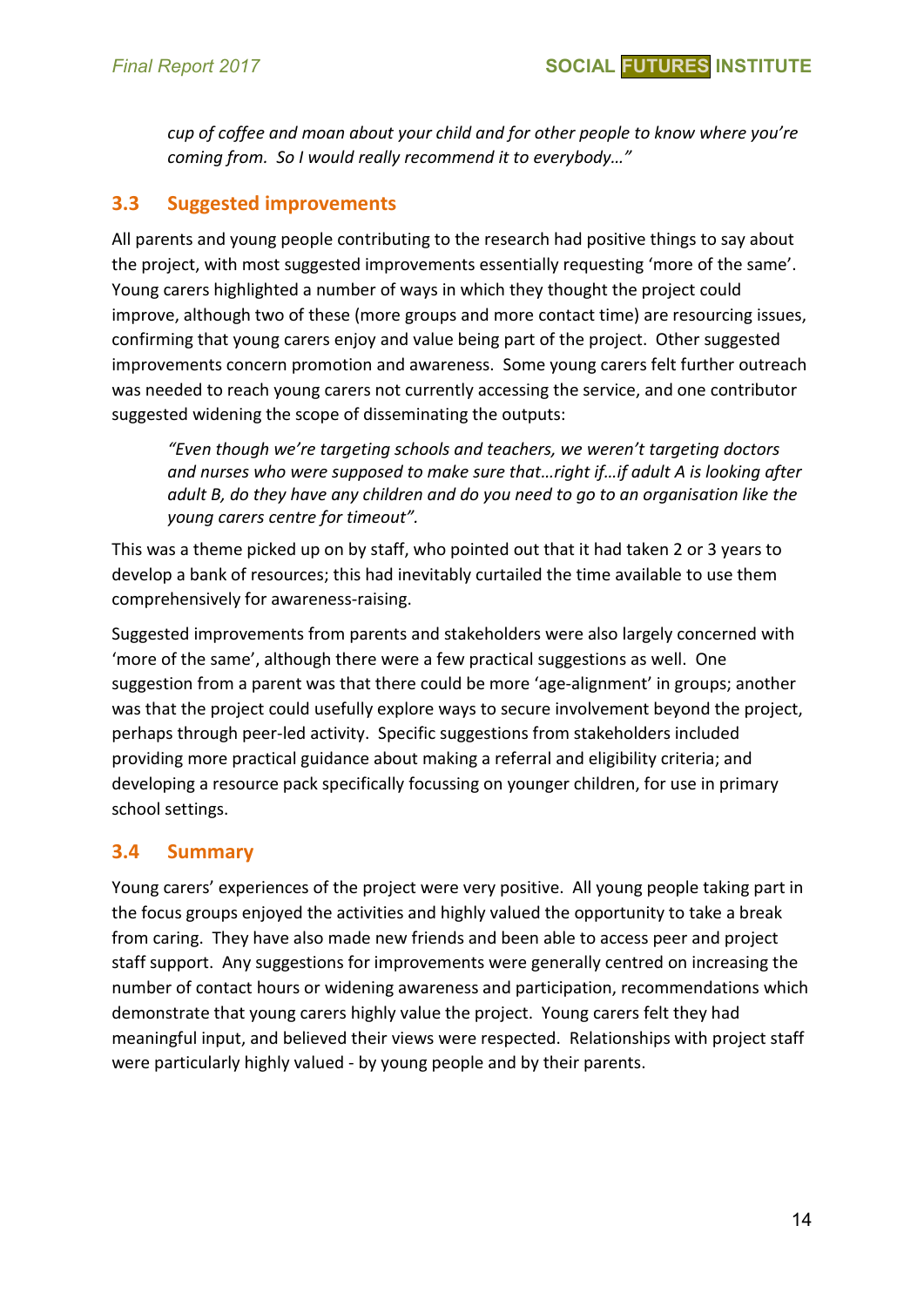> *cup of coffee and moan about your child and for other people to know where you're coming from. So I would really recommend it to everybody…"*

## 3.3 Suggested improvements

All parents and young people contributing to the research had positive things to say about the project, with most suggested improvements essentially requesting 'more of the same'. Young carers highlighted a number of ways in which they thought the project could improve, although two of these (more groups and more contact time) are resourcing issues, confirming that young carers enjoy and value being part of the project. Other suggested improvements concern promotion and awareness. Some young carers felt further outreach was needed to reach young carers not currently accessing the service, and one contributor suggested widening the scope of disseminating the outputs:

> *"Even though we're targeting schools and teachers, we weren't targeting doctors and nurses who were supposed to make sure that…right if…if adult A is looking after adult B, do they have any children and do you need to go to an organisation like the young carers centre for timeout".*

This was a theme picked up on by staff, who pointed out that it had taken 2 or 3 years to develop a bank of resources; this had inevitably curtailed the time available to use them comprehensively for awareness-raising.

Suggested improvements from parents and stakeholders were also largely concerned with 'more of the same', although there were a few practical suggestions as well. One suggestion from a parent was that there could be more 'age-alignment' in groups; another was that the project could usefully explore ways to secure involvement beyond the project, perhaps through peer-led activity. Specific suggestions from stakeholders included providing more practical guidance about making a referral and eligibility criteria; and developing a resource pack specifically focussing on younger children, for use in primary school settings.

## 3.4 Summary

Young carers' experiences of the project were very positive. All young people taking part in the focus groups enjoyed the activities and highly valued the opportunity to take a break from caring. They have also made new friends and been able to access peer and project staff support. Any suggestions for improvements were generally centred on increasing the number of contact hours or widening awareness and participation, recommendations which demonstrate that young carers highly value the project. Young carers felt they had meaningful input, and believed their views were respected. Relationships with project staff were particularly highly valued - by young people and by their parents.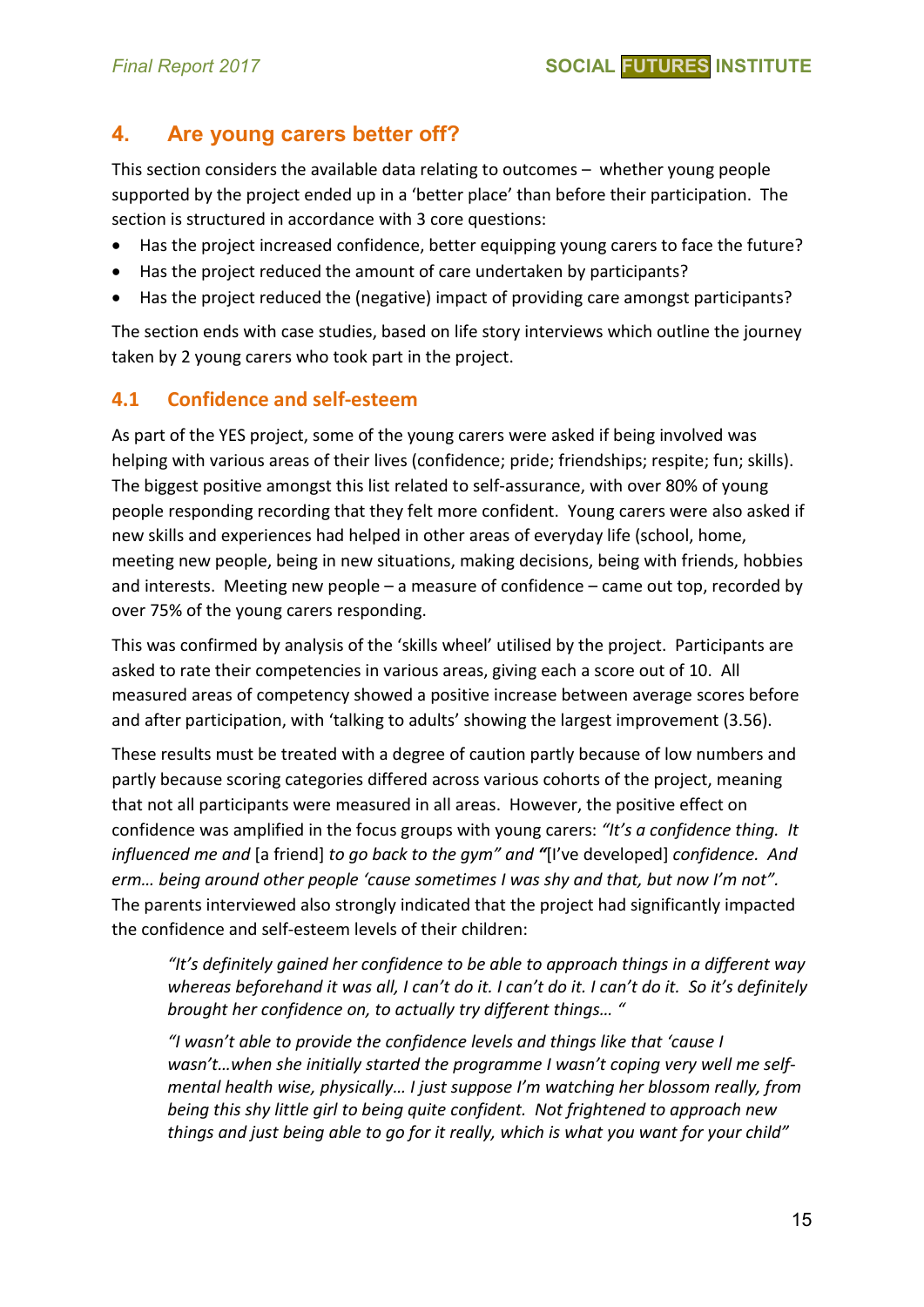## 4. Are young carers better off?

This section considers the available data relating to outcomes – whether young people supported by the project ended up in a 'better place' than before their participation. The section is structured in accordance with 3 core questions:

- Has the project increased confidence, better equipping young carers to face the future?
- Has the project reduced the amount of care undertaken by participants?
- Has the project reduced the (negative) impact of providing care amongst participants?

The section ends with case studies, based on life story interviews which outline the journey taken by 2 young carers who took part in the project.

### 4.1 Confidence and self-esteem

As part of the YES project, some of the young carers were asked if being involved was helping with various areas of their lives (confidence; pride; friendships; respite; fun; skills). The biggest positive amongst this list related to self-assurance, with over 80% of young people responding recording that they felt more confident. Young carers were also asked if new skills and experiences had helped in other areas of everyday life (school, home, meeting new people, being in new situations, making decisions, being with friends, hobbies and interests. Meeting new people – a measure of confidence – came out top, recorded by over 75% of the young carers responding.

This was confirmed by analysis of the 'skills wheel' utilised by the project. Participants are asked to rate their competencies in various areas, giving each a score out of 10. All measured areas of competency showed a positive increase between average scores before and after participation, with 'talking to adults' showing the largest improvement (3.56).

These results must be treated with a degree of caution partly because of low numbers and partly because scoring categories differed across various cohorts of the project, meaning that not all participants were measured in all areas. However, the positive effect on confidence was amplified in the focus groups with young carers: *"It's a confidence thing. It influenced me and* [a friend] *to go back to the gym" and "*[I've developed] *confidence. And erm… being around other people 'cause sometimes I was shy and that, but now I'm not".* The parents interviewed also strongly indicated that the project had significantly impacted the confidence and self-esteem levels of their children:

> *"It's definitely gained her confidence to be able to approach things in a different way whereas beforehand it was all, I can't do it. I can't do it. I can't do it. So it's definitely brought her confidence on, to actually try different things… "*
>
> *"I wasn't able to provide the confidence levels and things like that 'cause I wasn't…when she initially started the programme I wasn't coping very well me self-mental health wise, physically… I just suppose I'm watching her blossom really, from being this shy little girl to being quite confident. Not frightened to approach new things and just being able to go for it really, which is what you want for your child"*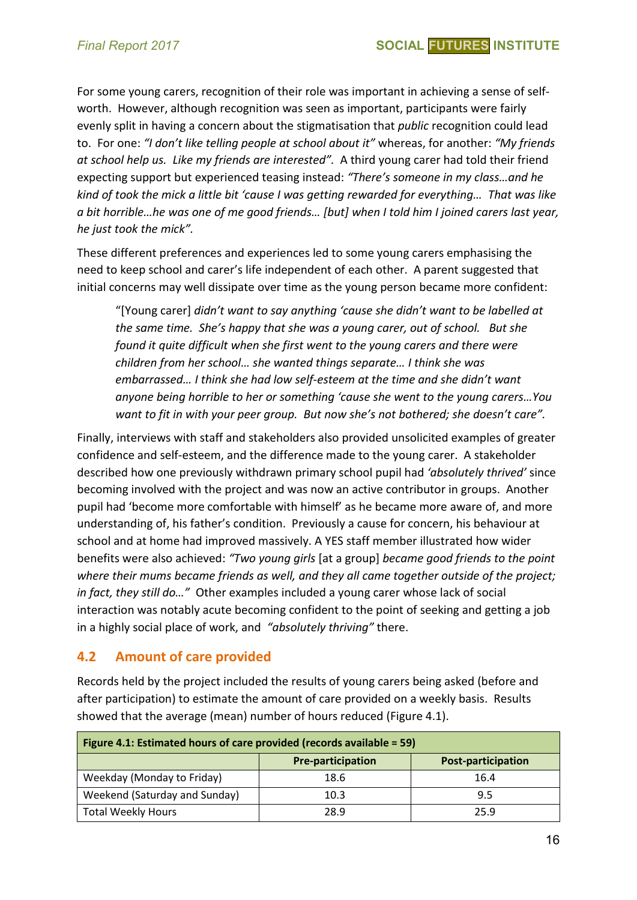For some young carers, recognition of their role was important in achieving a sense of self-worth. However, although recognition was seen as important, participants were fairly evenly split in having a concern about the stigmatisation that *public* recognition could lead to. For one: *"I don't like telling people at school about it"* whereas, for another: *"My friends at school help us. Like my friends are interested".* A third young carer had told their friend expecting support but experienced teasing instead: *"There's someone in my class…and he kind of took the mick a little bit 'cause I was getting rewarded for everything… That was like a bit horrible…he was one of me good friends… [but] when I told him I joined carers last year, he just took the mick".*

These different preferences and experiences led to some young carers emphasising the need to keep school and carer's life independent of each other. A parent suggested that initial concerns may well dissipate over time as the young person became more confident:

> "[Young carer] *didn't want to say anything 'cause she didn't want to be labelled at the same time. She's happy that she was a young carer, out of school. But she found it quite difficult when she first went to the young carers and there were children from her school… she wanted things separate… I think she was embarrassed… I think she had low self-esteem at the time and she didn't want anyone being horrible to her or something 'cause she went to the young carers…You want to fit in with your peer group. But now she's not bothered; she doesn't care".*

Finally, interviews with staff and stakeholders also provided unsolicited examples of greater confidence and self-esteem, and the difference made to the young carer. A stakeholder described how one previously withdrawn primary school pupil had *'absolutely thrived'* since becoming involved with the project and was now an active contributor in groups. Another pupil had 'become more comfortable with himself' as he became more aware of, and more understanding of, his father's condition. Previously a cause for concern, his behaviour at school and at home had improved massively. A YES staff member illustrated how wider benefits were also achieved: *"Two young girls* [at a group] *became good friends to the point where their mums became friends as well, and they all came together outside of the project; in fact, they still do…"* Other examples included a young carer whose lack of social interaction was notably acute becoming confident to the point of seeking and getting a job in a highly social place of work, and *"absolutely thriving"* there.

## 4.2 Amount of care provided

Records held by the project included the results of young carers being asked (before and after participation) to estimate the amount of care provided on a weekly basis. Results showed that the average (mean) number of hours reduced (Figure 4.1).

**Figure 4.1: Estimated hours of care provided (records available = 59)**

| | Pre-participation | Post-participation |
|---|---|---|
| Weekday (Monday to Friday) | 18.6 | 16.4 |
| Weekend (Saturday and Sunday) | 10.3 | 9.5 |
| Total Weekly Hours | 28.9 | 25.9 |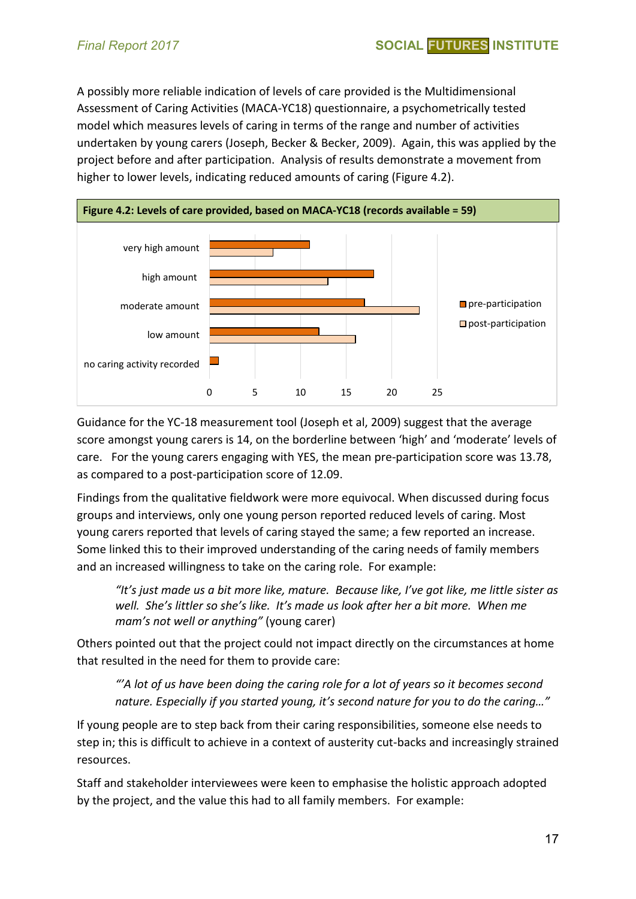A possibly more reliable indication of levels of care provided is the Multidimensional Assessment of Caring Activities (MACA-YC18) questionnaire, a psychometrically tested model which measures levels of caring in terms of the range and number of activities undertaken by young carers (Joseph, Becker & Becker, 2009). Again, this was applied by the project before and after participation. Analysis of results demonstrate a movement from higher to lower levels, indicating reduced amounts of caring (Figure 4.2).

**Figure 4.2: Levels of care provided, based on MACA-YC18 (records available = 59)**

| | pre-participation | post-participation |
|---|---|---|
| very high amount | 11 | 7 |
| high amount | 18 | 13 |
| moderate amount | 17 | 23 |
| low amount | 12 | 16 |
| no caring activity recorded | 1 | |

Guidance for the YC-18 measurement tool (Joseph et al, 2009) suggest that the average score amongst young carers is 14, on the borderline between 'high' and 'moderate' levels of care. For the young carers engaging with YES, the mean pre-participation score was 13.78, as compared to a post-participation score of 12.09.

Findings from the qualitative fieldwork were more equivocal. When discussed during focus groups and interviews, only one young person reported reduced levels of caring. Most young carers reported that levels of caring stayed the same; a few reported an increase. Some linked this to their improved understanding of the caring needs of family members and an increased willingness to take on the caring role. For example:

> *"It's just made us a bit more like, mature. Because like, I've got like, me little sister as well. She's littler so she's like. It's made us look after her a bit more. When me mam's not well or anything"* (young carer)

Others pointed out that the project could not impact directly on the circumstances at home that resulted in the need for them to provide care:

> *"'A lot of us have been doing the caring role for a lot of years so it becomes second nature. Especially if you started young, it's second nature for you to do the caring…"*

If young people are to step back from their caring responsibilities, someone else needs to step in; this is difficult to achieve in a context of austerity cut-backs and increasingly strained resources.

Staff and stakeholder interviewees were keen to emphasise the holistic approach adopted by the project, and the value this had to all family members. For example: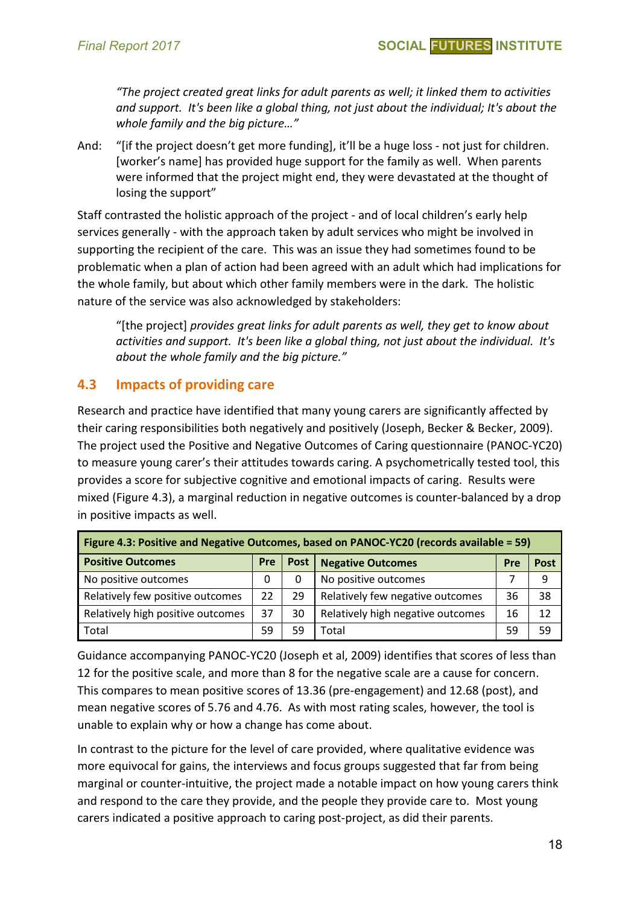*"The project created great links for adult parents as well; it linked them to activities and support. It's been like a global thing, not just about the individual; It's about the whole family and the big picture…"*

And: "[if the project doesn't get more funding], it'll be a huge loss - not just for children. [worker's name] has provided huge support for the family as well. When parents were informed that the project might end, they were devastated at the thought of losing the support"

Staff contrasted the holistic approach of the project - and of local children's early help services generally - with the approach taken by adult services who might be involved in supporting the recipient of the care. This was an issue they had sometimes found to be problematic when a plan of action had been agreed with an adult which had implications for the whole family, but about which other family members were in the dark. The holistic nature of the service was also acknowledged by stakeholders:

"[the project] *provides great links for adult parents as well, they get to know about activities and support. It's been like a global thing, not just about the individual. It's about the whole family and the big picture."*

## 4.3 Impacts of providing care

Research and practice have identified that many young carers are significantly affected by their caring responsibilities both negatively and positively (Joseph, Becker & Becker, 2009). The project used the Positive and Negative Outcomes of Caring questionnaire (PANOC-YC20) to measure young carer's their attitudes towards caring. A psychometrically tested tool, this provides a score for subjective cognitive and emotional impacts of caring. Results were mixed (Figure 4.3), a marginal reduction in negative outcomes is counter-balanced by a drop in positive impacts as well.

| **Figure 4.3: Positive and Negative Outcomes, based on PANOC-YC20 (records available = 59)** | | | | | |
|---|---|---|---|---|---|
| **Positive Outcomes** | **Pre** | **Post** | **Negative Outcomes** | **Pre** | **Post** |
| No positive outcomes | 0 | 0 | No positive outcomes | 7 | 9 |
| Relatively few positive outcomes | 22 | 29 | Relatively few negative outcomes | 36 | 38 |
| Relatively high positive outcomes | 37 | 30 | Relatively high negative outcomes | 16 | 12 |
| Total | 59 | 59 | Total | 59 | 59 |

Guidance accompanying PANOC-YC20 (Joseph et al, 2009) identifies that scores of less than 12 for the positive scale, and more than 8 for the negative scale are a cause for concern. This compares to mean positive scores of 13.36 (pre-engagement) and 12.68 (post), and mean negative scores of 5.76 and 4.76. As with most rating scales, however, the tool is unable to explain why or how a change has come about.

In contrast to the picture for the level of care provided, where qualitative evidence was more equivocal for gains, the interviews and focus groups suggested that far from being marginal or counter-intuitive, the project made a notable impact on how young carers think and respond to the care they provide, and the people they provide care to. Most young carers indicated a positive approach to caring post-project, as did their parents.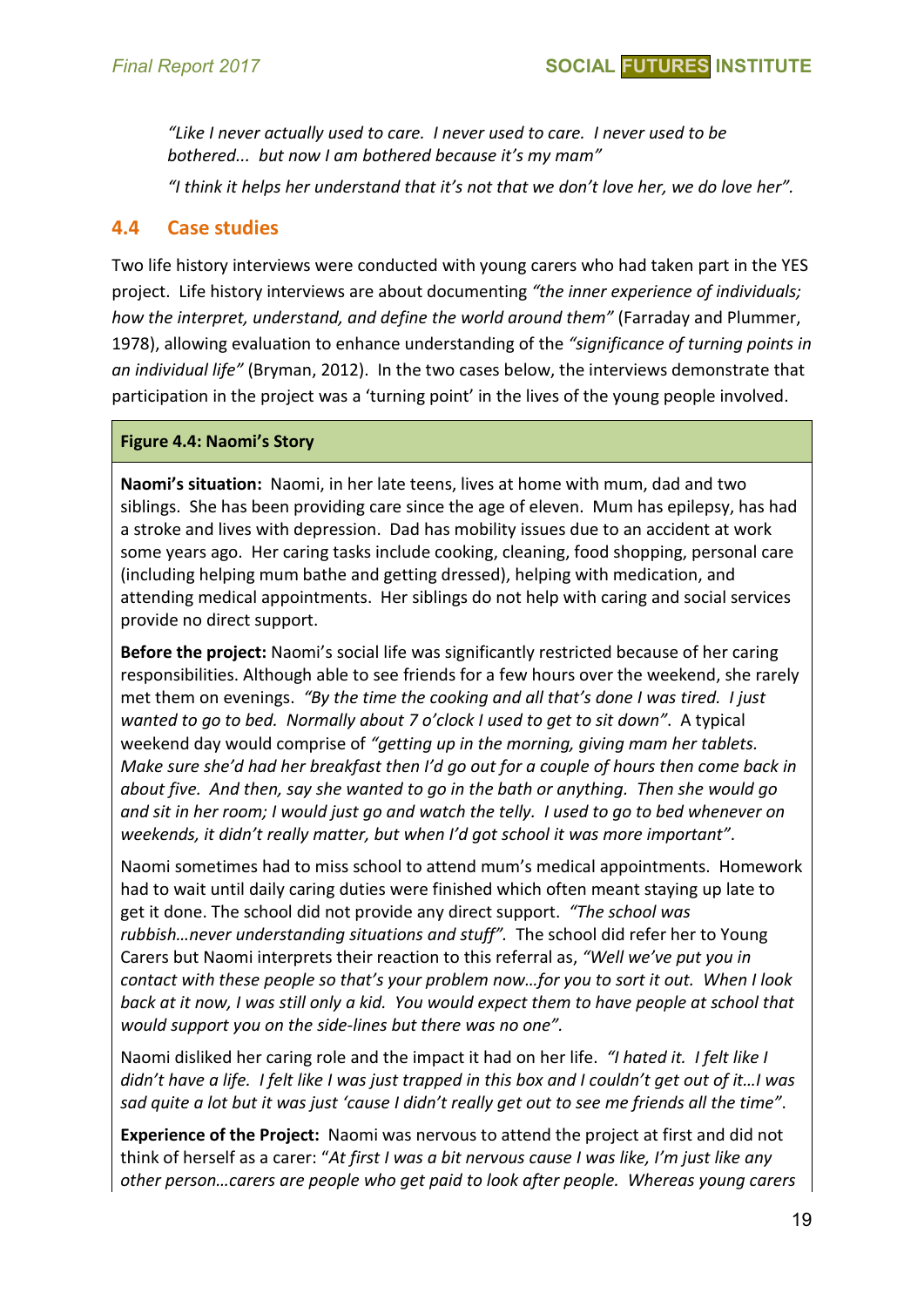*"Like I never actually used to care. I never used to care. I never used to be bothered... but now I am bothered because it's my mam"*

*"I think it helps her understand that it's not that we don't love her, we do love her".*

## 4.4 Case studies

Two life history interviews were conducted with young carers who had taken part in the YES project. Life history interviews are about documenting *"the inner experience of individuals; how the interpret, understand, and define the world around them"* (Farraday and Plummer, 1978), allowing evaluation to enhance understanding of the *"significance of turning points in an individual life"* (Bryman, 2012). In the two cases below, the interviews demonstrate that participation in the project was a 'turning point' in the lives of the young people involved.

**Figure 4.4: Naomi's Story**

**Naomi's situation:** Naomi, in her late teens, lives at home with mum, dad and two siblings. She has been providing care since the age of eleven. Mum has epilepsy, has had a stroke and lives with depression. Dad has mobility issues due to an accident at work some years ago. Her caring tasks include cooking, cleaning, food shopping, personal care (including helping mum bathe and getting dressed), helping with medication, and attending medical appointments. Her siblings do not help with caring and social services provide no direct support.

**Before the project:** Naomi's social life was significantly restricted because of her caring responsibilities. Although able to see friends for a few hours over the weekend, she rarely met them on evenings. *"By the time the cooking and all that's done I was tired. I just wanted to go to bed. Normally about 7 o'clock I used to get to sit down"*. A typical weekend day would comprise of *"getting up in the morning, giving mam her tablets. Make sure she'd had her breakfast then I'd go out for a couple of hours then come back in about five. And then, say she wanted to go in the bath or anything. Then she would go and sit in her room; I would just go and watch the telly. I used to go to bed whenever on weekends, it didn't really matter, but when I'd got school it was more important"*.

Naomi sometimes had to miss school to attend mum's medical appointments. Homework had to wait until daily caring duties were finished which often meant staying up late to get it done. The school did not provide any direct support. *"The school was rubbish…never understanding situations and stuff".* The school did refer her to Young Carers but Naomi interprets their reaction to this referral as, *"Well we've put you in contact with these people so that's your problem now…for you to sort it out. When I look back at it now, I was still only a kid. You would expect them to have people at school that would support you on the side-lines but there was no one".*

Naomi disliked her caring role and the impact it had on her life. *"I hated it. I felt like I didn't have a life. I felt like I was just trapped in this box and I couldn't get out of it…I was sad quite a lot but it was just 'cause I didn't really get out to see me friends all the time"*.

**Experience of the Project:** Naomi was nervous to attend the project at first and did not think of herself as a carer: "*At first I was a bit nervous cause I was like, I'm just like any other person…carers are people who get paid to look after people. Whereas young carers*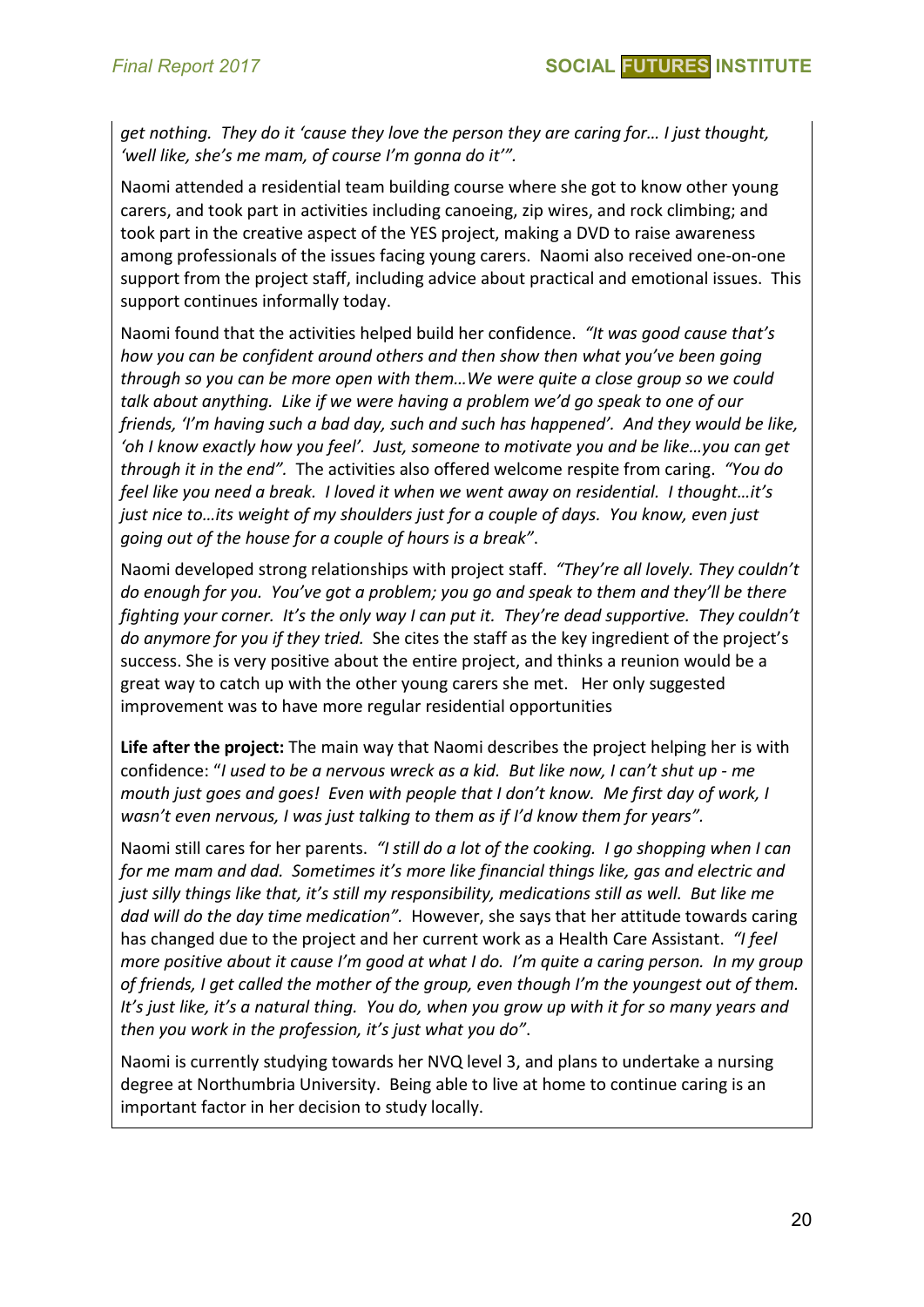*get nothing. They do it 'cause they love the person they are caring for… I just thought, 'well like, she's me mam, of course I'm gonna do it'".*

Naomi attended a residential team building course where she got to know other young carers, and took part in activities including canoeing, zip wires, and rock climbing; and took part in the creative aspect of the YES project, making a DVD to raise awareness among professionals of the issues facing young carers. Naomi also received one-on-one support from the project staff, including advice about practical and emotional issues. This support continues informally today.

Naomi found that the activities helped build her confidence. *"It was good cause that's how you can be confident around others and then show then what you've been going through so you can be more open with them…We were quite a close group so we could talk about anything. Like if we were having a problem we'd go speak to one of our friends, 'I'm having such a bad day, such and such has happened'. And they would be like, 'oh I know exactly how you feel'. Just, someone to motivate you and be like…you can get through it in the end".* The activities also offered welcome respite from caring. *"You do feel like you need a break. I loved it when we went away on residential. I thought…it's just nice to…its weight of my shoulders just for a couple of days. You know, even just going out of the house for a couple of hours is a break"*.

Naomi developed strong relationships with project staff. *"They're all lovely. They couldn't do enough for you. You've got a problem; you go and speak to them and they'll be there fighting your corner. It's the only way I can put it. They're dead supportive. They couldn't do anymore for you if they tried.* She cites the staff as the key ingredient of the project's success. She is very positive about the entire project, and thinks a reunion would be a great way to catch up with the other young carers she met. Her only suggested improvement was to have more regular residential opportunities

**Life after the project:** The main way that Naomi describes the project helping her is with confidence: "*I used to be a nervous wreck as a kid. But like now, I can't shut up - me mouth just goes and goes! Even with people that I don't know. Me first day of work, I wasn't even nervous, I was just talking to them as if I'd know them for years".*

Naomi still cares for her parents. *"I still do a lot of the cooking. I go shopping when I can for me mam and dad. Sometimes it's more like financial things like, gas and electric and just silly things like that, it's still my responsibility, medications still as well. But like me dad will do the day time medication".* However, she says that her attitude towards caring has changed due to the project and her current work as a Health Care Assistant. *"I feel more positive about it cause I'm good at what I do. I'm quite a caring person. In my group of friends, I get called the mother of the group, even though I'm the youngest out of them. It's just like, it's a natural thing. You do, when you grow up with it for so many years and then you work in the profession, it's just what you do"*.

Naomi is currently studying towards her NVQ level 3, and plans to undertake a nursing degree at Northumbria University. Being able to live at home to continue caring is an important factor in her decision to study locally.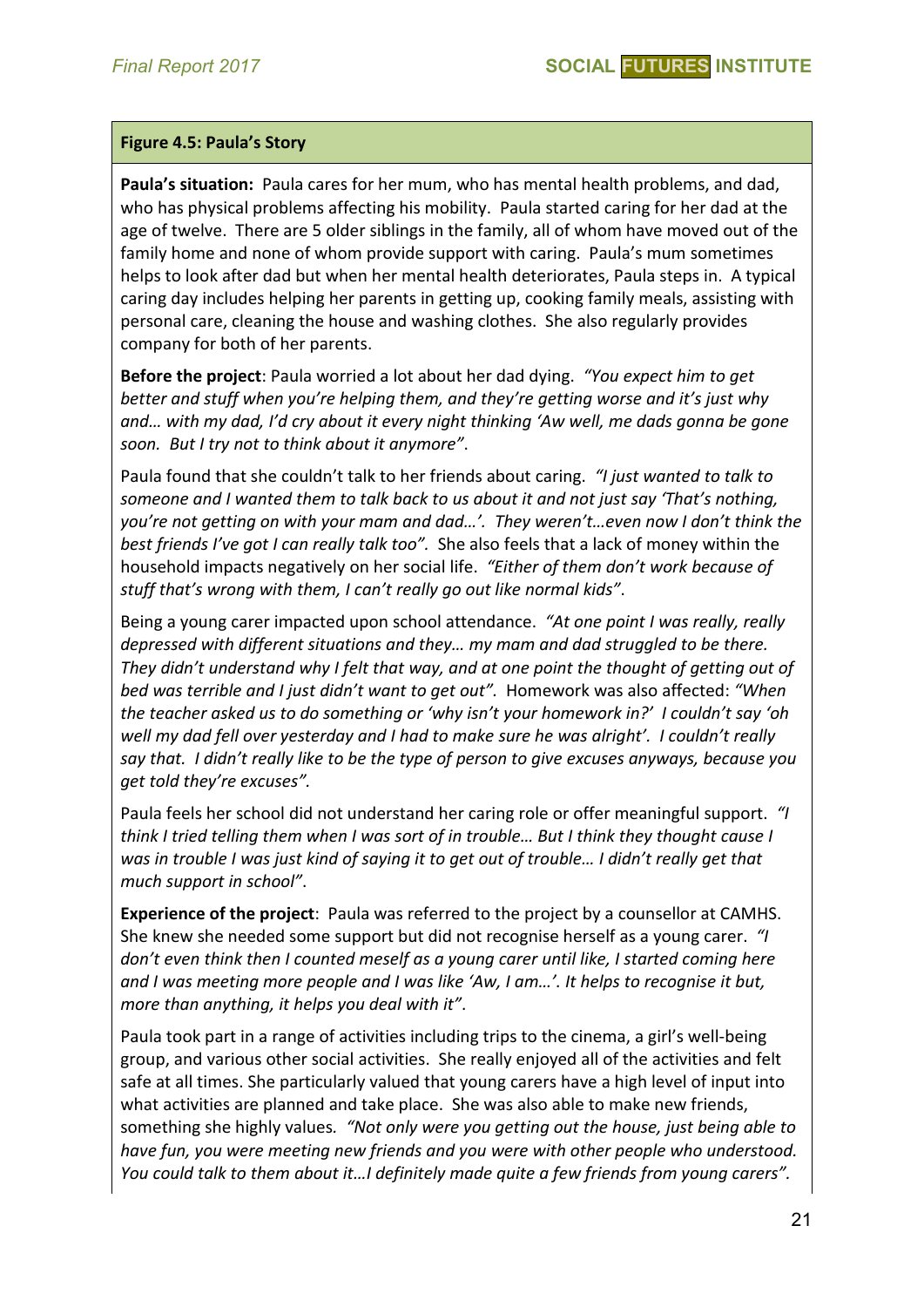**Figure 4.5: Paula's Story**

**Paula's situation:** Paula cares for her mum, who has mental health problems, and dad, who has physical problems affecting his mobility. Paula started caring for her dad at the age of twelve. There are 5 older siblings in the family, all of whom have moved out of the family home and none of whom provide support with caring. Paula's mum sometimes helps to look after dad but when her mental health deteriorates, Paula steps in. A typical caring day includes helping her parents in getting up, cooking family meals, assisting with personal care, cleaning the house and washing clothes. She also regularly provides company for both of her parents.

**Before the project**: Paula worried a lot about her dad dying. *"You expect him to get better and stuff when you're helping them, and they're getting worse and it's just why and… with my dad, I'd cry about it every night thinking 'Aw well, me dads gonna be gone soon. But I try not to think about it anymore"*.

Paula found that she couldn't talk to her friends about caring. *"I just wanted to talk to someone and I wanted them to talk back to us about it and not just say 'That's nothing, you're not getting on with your mam and dad…'. They weren't…even now I don't think the best friends I've got I can really talk too".* She also feels that a lack of money within the household impacts negatively on her social life. *"Either of them don't work because of stuff that's wrong with them, I can't really go out like normal kids"*.

Being a young carer impacted upon school attendance. *"At one point I was really, really depressed with different situations and they… my mam and dad struggled to be there. They didn't understand why I felt that way, and at one point the thought of getting out of bed was terrible and I just didn't want to get out".* Homework was also affected: *"When the teacher asked us to do something or 'why isn't your homework in?' I couldn't say 'oh well my dad fell over yesterday and I had to make sure he was alright'. I couldn't really say that. I didn't really like to be the type of person to give excuses anyways, because you get told they're excuses".*

Paula feels her school did not understand her caring role or offer meaningful support. *"I think I tried telling them when I was sort of in trouble… But I think they thought cause I was in trouble I was just kind of saying it to get out of trouble… I didn't really get that much support in school"*.

**Experience of the project**: Paula was referred to the project by a counsellor at CAMHS. She knew she needed some support but did not recognise herself as a young carer. *"I don't even think then I counted meself as a young carer until like, I started coming here and I was meeting more people and I was like 'Aw, I am…'. It helps to recognise it but, more than anything, it helps you deal with it"*.

Paula took part in a range of activities including trips to the cinema, a girl's well-being group, and various other social activities. She really enjoyed all of the activities and felt safe at all times. She particularly valued that young carers have a high level of input into what activities are planned and take place. She was also able to make new friends, something she highly values. *"Not only were you getting out the house, just being able to have fun, you were meeting new friends and you were with other people who understood. You could talk to them about it…I definitely made quite a few friends from young carers".*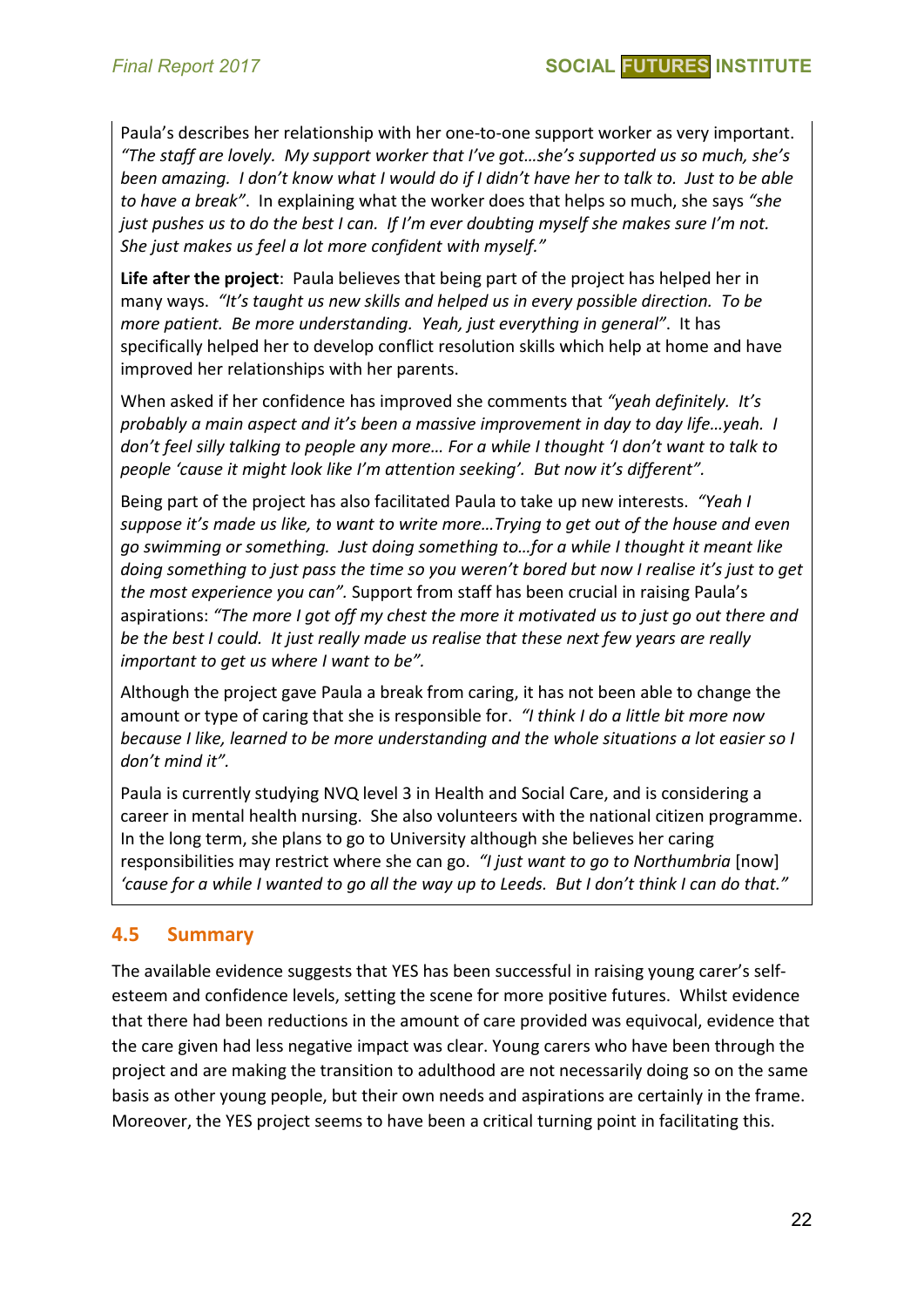Paula's describes her relationship with her one-to-one support worker as very important. *"The staff are lovely. My support worker that I've got…she's supported us so much, she's been amazing. I don't know what I would do if I didn't have her to talk to. Just to be able to have a break"*. In explaining what the worker does that helps so much, she says *"she just pushes us to do the best I can. If I'm ever doubting myself she makes sure I'm not. She just makes us feel a lot more confident with myself."*

**Life after the project**: Paula believes that being part of the project has helped her in many ways. *"It's taught us new skills and helped us in every possible direction. To be more patient. Be more understanding. Yeah, just everything in general"*. It has specifically helped her to develop conflict resolution skills which help at home and have improved her relationships with her parents.

When asked if her confidence has improved she comments that *"yeah definitely. It's probably a main aspect and it's been a massive improvement in day to day life…yeah. I don't feel silly talking to people any more… For a while I thought 'I don't want to talk to people 'cause it might look like I'm attention seeking'. But now it's different"*.

Being part of the project has also facilitated Paula to take up new interests. *"Yeah I suppose it's made us like, to want to write more…Trying to get out of the house and even go swimming or something. Just doing something to…for a while I thought it meant like doing something to just pass the time so you weren't bored but now I realise it's just to get the most experience you can"*. Support from staff has been crucial in raising Paula's aspirations: *"The more I got off my chest the more it motivated us to just go out there and be the best I could. It just really made us realise that these next few years are really important to get us where I want to be"*.

Although the project gave Paula a break from caring, it has not been able to change the amount or type of caring that she is responsible for. *"I think I do a little bit more now because I like, learned to be more understanding and the whole situations a lot easier so I don't mind it"*.

Paula is currently studying NVQ level 3 in Health and Social Care, and is considering a career in mental health nursing. She also volunteers with the national citizen programme. In the long term, she plans to go to University although she believes her caring responsibilities may restrict where she can go. *"I just want to go to Northumbria* [now] *'cause for a while I wanted to go all the way up to Leeds. But I don't think I can do that."*

## 4.5 Summary

The available evidence suggests that YES has been successful in raising young carer's self-esteem and confidence levels, setting the scene for more positive futures. Whilst evidence that there had been reductions in the amount of care provided was equivocal, evidence that the care given had less negative impact was clear. Young carers who have been through the project and are making the transition to adulthood are not necessarily doing so on the same basis as other young people, but their own needs and aspirations are certainly in the frame. Moreover, the YES project seems to have been a critical turning point in facilitating this.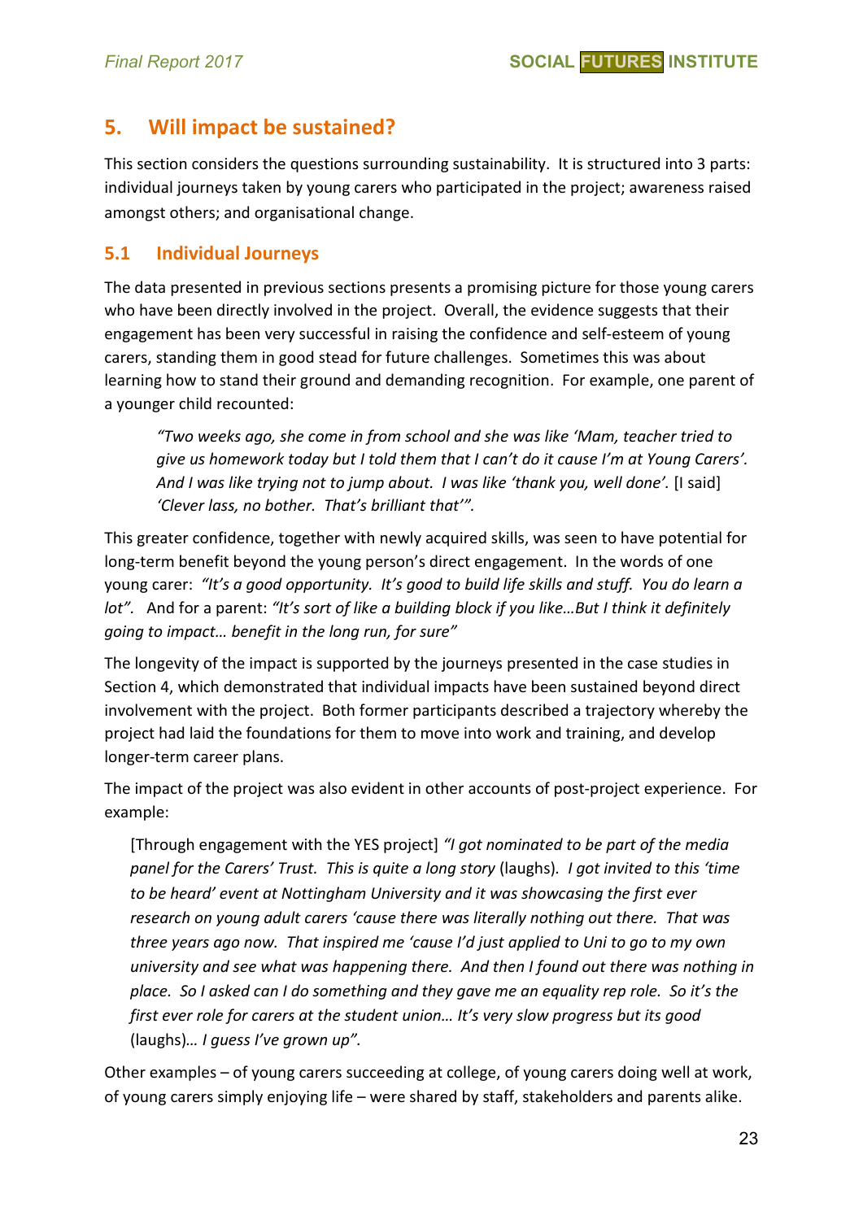## 5. Will impact be sustained?

This section considers the questions surrounding sustainability. It is structured into 3 parts: individual journeys taken by young carers who participated in the project; awareness raised amongst others; and organisational change.

### 5.1 Individual Journeys

The data presented in previous sections presents a promising picture for those young carers who have been directly involved in the project. Overall, the evidence suggests that their engagement has been very successful in raising the confidence and self-esteem of young carers, standing them in good stead for future challenges. Sometimes this was about learning how to stand their ground and demanding recognition. For example, one parent of a younger child recounted:

> *"Two weeks ago, she come in from school and she was like 'Mam, teacher tried to give us homework today but I told them that I can't do it cause I'm at Young Carers'. And I was like trying not to jump about. I was like 'thank you, well done'.* [I said] *'Clever lass, no bother. That's brilliant that'".*

This greater confidence, together with newly acquired skills, was seen to have potential for long-term benefit beyond the young person's direct engagement. In the words of one young carer: *"It's a good opportunity. It's good to build life skills and stuff. You do learn a lot".* And for a parent: *"It's sort of like a building block if you like…But I think it definitely going to impact… benefit in the long run, for sure"*

The longevity of the impact is supported by the journeys presented in the case studies in Section 4, which demonstrated that individual impacts have been sustained beyond direct involvement with the project. Both former participants described a trajectory whereby the project had laid the foundations for them to move into work and training, and develop longer-term career plans.

The impact of the project was also evident in other accounts of post-project experience. For example:

> [Through engagement with the YES project] *"I got nominated to be part of the media panel for the Carers' Trust. This is quite a long story* (laughs)*. I got invited to this 'time to be heard' event at Nottingham University and it was showcasing the first ever research on young adult carers 'cause there was literally nothing out there. That was three years ago now. That inspired me 'cause I'd just applied to Uni to go to my own university and see what was happening there. And then I found out there was nothing in place. So I asked can I do something and they gave me an equality rep role. So it's the first ever role for carers at the student union… It's very slow progress but its good* (laughs)*… I guess I've grown up".*

Other examples – of young carers succeeding at college, of young carers doing well at work, of young carers simply enjoying life – were shared by staff, stakeholders and parents alike.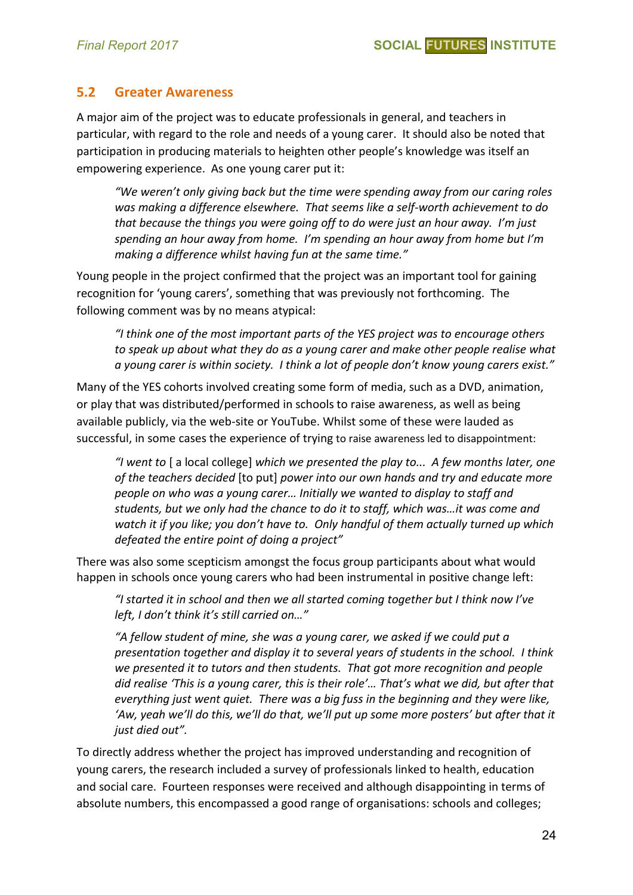## 5.2 Greater Awareness

A major aim of the project was to educate professionals in general, and teachers in particular, with regard to the role and needs of a young carer. It should also be noted that participation in producing materials to heighten other people's knowledge was itself an empowering experience. As one young carer put it:

> *"We weren't only giving back but the time were spending away from our caring roles was making a difference elsewhere. That seems like a self-worth achievement to do that because the things you were going off to do were just an hour away. I'm just spending an hour away from home. I'm spending an hour away from home but I'm making a difference whilst having fun at the same time."*

Young people in the project confirmed that the project was an important tool for gaining recognition for 'young carers', something that was previously not forthcoming. The following comment was by no means atypical:

> *"I think one of the most important parts of the YES project was to encourage others to speak up about what they do as a young carer and make other people realise what a young carer is within society. I think a lot of people don't know young carers exist."*

Many of the YES cohorts involved creating some form of media, such as a DVD, animation, or play that was distributed/performed in schools to raise awareness, as well as being available publicly, via the web-site or YouTube. Whilst some of these were lauded as successful, in some cases the experience of trying to raise awareness led to disappointment:

> *"I went to* [ a local college] *which we presented the play to... A few months later, one of the teachers decided* [to put] *power into our own hands and try and educate more people on who was a young carer… Initially we wanted to display to staff and students, but we only had the chance to do it to staff, which was…it was come and watch it if you like; you don't have to. Only handful of them actually turned up which defeated the entire point of doing a project"*

There was also some scepticism amongst the focus group participants about what would happen in schools once young carers who had been instrumental in positive change left:

> *"I started it in school and then we all started coming together but I think now I've left, I don't think it's still carried on…"*

> *"A fellow student of mine, she was a young carer, we asked if we could put a presentation together and display it to several years of students in the school. I think we presented it to tutors and then students. That got more recognition and people did realise 'This is a young carer, this is their role'… That's what we did, but after that everything just went quiet. There was a big fuss in the beginning and they were like, 'Aw, yeah we'll do this, we'll do that, we'll put up some more posters' but after that it just died out".*

To directly address whether the project has improved understanding and recognition of young carers, the research included a survey of professionals linked to health, education and social care. Fourteen responses were received and although disappointing in terms of absolute numbers, this encompassed a good range of organisations: schools and colleges;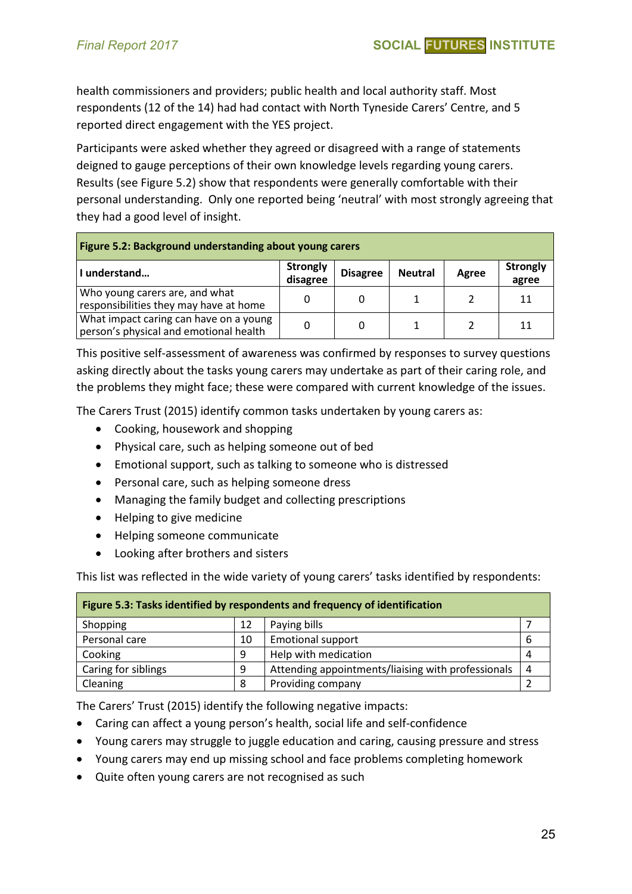health commissioners and providers; public health and local authority staff. Most respondents (12 of the 14) had had contact with North Tyneside Carers' Centre, and 5 reported direct engagement with the YES project.

Participants were asked whether they agreed or disagreed with a range of statements deigned to gauge perceptions of their own knowledge levels regarding young carers. Results (see Figure 5.2) show that respondents were generally comfortable with their personal understanding. Only one reported being 'neutral' with most strongly agreeing that they had a good level of insight.

**Figure 5.2: Background understanding about young carers**

| I understand… | Strongly disagree | Disagree | Neutral | Agree | Strongly agree |
|---|---|---|---|---|---|
| Who young carers are, and what responsibilities they may have at home | 0 | 0 | 1 | 2 | 11 |
| What impact caring can have on a young person's physical and emotional health | 0 | 0 | 1 | 2 | 11 |

This positive self-assessment of awareness was confirmed by responses to survey questions asking directly about the tasks young carers may undertake as part of their caring role, and the problems they might face; these were compared with current knowledge of the issues.

The Carers Trust (2015) identify common tasks undertaken by young carers as:

- Cooking, housework and shopping
- Physical care, such as helping someone out of bed
- Emotional support, such as talking to someone who is distressed
- Personal care, such as helping someone dress
- Managing the family budget and collecting prescriptions
- Helping to give medicine
- Helping someone communicate
- Looking after brothers and sisters

This list was reflected in the wide variety of young carers' tasks identified by respondents:

**Figure 5.3: Tasks identified by respondents and frequency of identification**

| Task | Frequency | Task | Frequency |
|---|---|---|---|
| Shopping | 12 | Paying bills | 7 |
| Personal care | 10 | Emotional support | 6 |
| Cooking | 9 | Help with medication | 4 |
| Caring for siblings | 9 | Attending appointments/liaising with professionals | 4 |
| Cleaning | 8 | Providing company | 2 |

The Carers' Trust (2015) identify the following negative impacts:

- Caring can affect a young person's health, social life and self-confidence
- Young carers may struggle to juggle education and caring, causing pressure and stress
- Young carers may end up missing school and face problems completing homework
- Quite often young carers are not recognised as such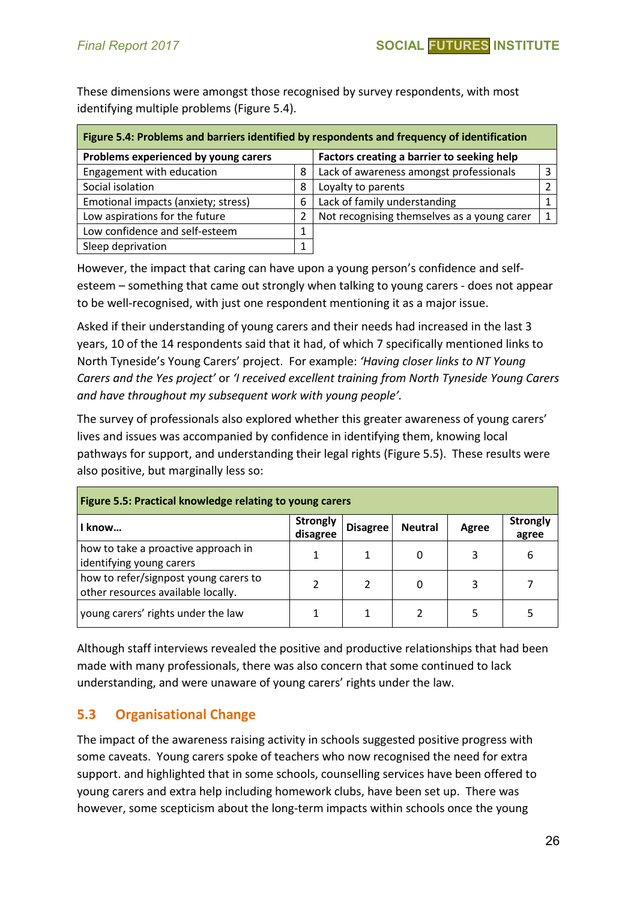These dimensions were amongst those recognised by survey respondents, with most identifying multiple problems (Figure 5.4).

**Figure 5.4: Problems and barriers identified by respondents and frequency of identification**

| Problems experienced by young carers | | Factors creating a barrier to seeking help | |
|---|---|---|---|
| Engagement with education | 8 | Lack of awareness amongst professionals | 3 |
| Social isolation | 8 | Loyalty to parents | 2 |
| Emotional impacts (anxiety; stress) | 6 | Lack of family understanding | 1 |
| Low aspirations for the future | 2 | Not recognising themselves as a young carer | 1 |
| Low confidence and self-esteem | 1 | | |
| Sleep deprivation | 1 | | |

However, the impact that caring can have upon a young person's confidence and self-esteem – something that came out strongly when talking to young carers - does not appear to be well-recognised, with just one respondent mentioning it as a major issue.

Asked if their understanding of young carers and their needs had increased in the last 3 years, 10 of the 14 respondents said that it had, of which 7 specifically mentioned links to North Tyneside's Young Carers' project. For example: *'Having closer links to NT Young Carers and the Yes project'* or *'I received excellent training from North Tyneside Young Carers and have throughout my subsequent work with young people'.*

The survey of professionals also explored whether this greater awareness of young carers' lives and issues was accompanied by confidence in identifying them, knowing local pathways for support, and understanding their legal rights (Figure 5.5). These results were also positive, but marginally less so:

**Figure 5.5: Practical knowledge relating to young carers**

| I know… | Strongly disagree | Disagree | Neutral | Agree | Strongly agree |
|---|---|---|---|---|---|
| how to take a proactive approach in identifying young carers | 1 | 1 | 0 | 3 | 6 |
| how to refer/signpost young carers to other resources available locally. | 2 | 2 | 0 | 3 | 7 |
| young carers' rights under the law | 1 | 1 | 2 | 5 | 5 |

Although staff interviews revealed the positive and productive relationships that had been made with many professionals, there was also concern that some continued to lack understanding, and were unaware of young carers' rights under the law.

## 5.3 Organisational Change

The impact of the awareness raising activity in schools suggested positive progress with some caveats. Young carers spoke of teachers who now recognised the need for extra support. and highlighted that in some schools, counselling services have been offered to young carers and extra help including homework clubs, have been set up. There was however, some scepticism about the long-term impacts within schools once the young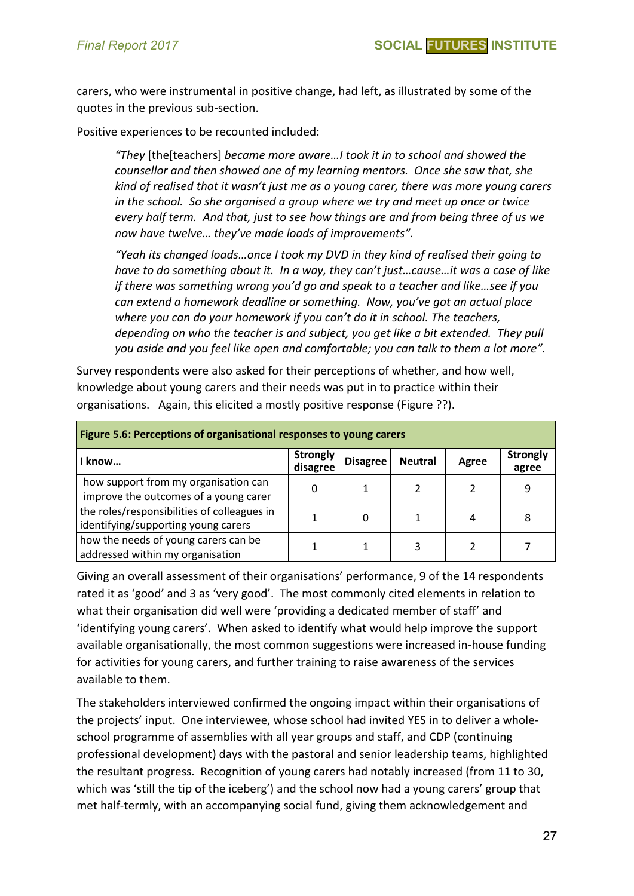carers, who were instrumental in positive change, had left, as illustrated by some of the quotes in the previous sub-section.

Positive experiences to be recounted included:

> *"They* [the[teachers] *became more aware…I took it in to school and showed the counsellor and then showed one of my learning mentors. Once she saw that, she kind of realised that it wasn't just me as a young carer, there was more young carers in the school. So she organised a group where we try and meet up once or twice every half term. And that, just to see how things are and from being three of us we now have twelve… they've made loads of improvements".*

> *"Yeah its changed loads…once I took my DVD in they kind of realised their going to have to do something about it. In a way, they can't just…cause…it was a case of like if there was something wrong you'd go and speak to a teacher and like…see if you can extend a homework deadline or something. Now, you've got an actual place where you can do your homework if you can't do it in school. The teachers, depending on who the teacher is and subject, you get like a bit extended. They pull you aside and you feel like open and comfortable; you can talk to them a lot more".*

Survey respondents were also asked for their perceptions of whether, and how well, knowledge about young carers and their needs was put in to practice within their organisations. Again, this elicited a mostly positive response (Figure ??).

**Figure 5.6: Perceptions of organisational responses to young carers**

| I know… | Strongly disagree | Disagree | Neutral | Agree | Strongly agree |
|---|---|---|---|---|---|
| how support from my organisation can improve the outcomes of a young carer | 0 | 1 | 2 | 2 | 9 |
| the roles/responsibilities of colleagues in identifying/supporting young carers | 1 | 0 | 1 | 4 | 8 |
| how the needs of young carers can be addressed within my organisation | 1 | 1 | 3 | 2 | 7 |

Giving an overall assessment of their organisations' performance, 9 of the 14 respondents rated it as 'good' and 3 as 'very good'. The most commonly cited elements in relation to what their organisation did well were 'providing a dedicated member of staff' and 'identifying young carers'. When asked to identify what would help improve the support available organisationally, the most common suggestions were increased in-house funding for activities for young carers, and further training to raise awareness of the services available to them.

The stakeholders interviewed confirmed the ongoing impact within their organisations of the projects' input. One interviewee, whose school had invited YES in to deliver a whole-school programme of assemblies with all year groups and staff, and CDP (continuing professional development) days with the pastoral and senior leadership teams, highlighted the resultant progress. Recognition of young carers had notably increased (from 11 to 30, which was 'still the tip of the iceberg') and the school now had a young carers' group that met half-termly, with an accompanying social fund, giving them acknowledgement and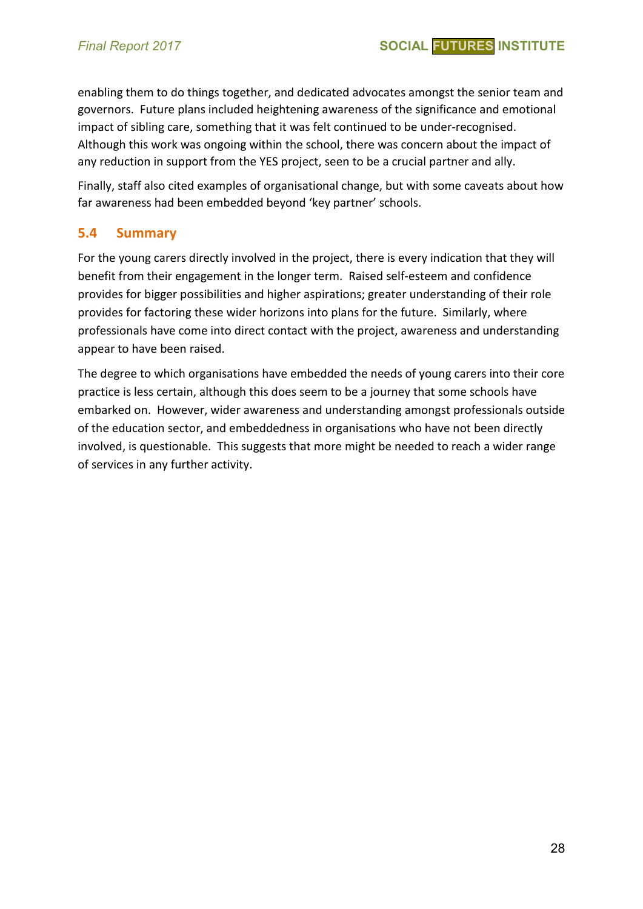enabling them to do things together, and dedicated advocates amongst the senior team and governors. Future plans included heightening awareness of the significance and emotional impact of sibling care, something that it was felt continued to be under-recognised. Although this work was ongoing within the school, there was concern about the impact of any reduction in support from the YES project, seen to be a crucial partner and ally.

Finally, staff also cited examples of organisational change, but with some caveats about how far awareness had been embedded beyond 'key partner' schools.

## 5.4 Summary

For the young carers directly involved in the project, there is every indication that they will benefit from their engagement in the longer term. Raised self-esteem and confidence provides for bigger possibilities and higher aspirations; greater understanding of their role provides for factoring these wider horizons into plans for the future. Similarly, where professionals have come into direct contact with the project, awareness and understanding appear to have been raised.

The degree to which organisations have embedded the needs of young carers into their core practice is less certain, although this does seem to be a journey that some schools have embarked on. However, wider awareness and understanding amongst professionals outside of the education sector, and embeddedness in organisations who have not been directly involved, is questionable. This suggests that more might be needed to reach a wider range of services in any further activity.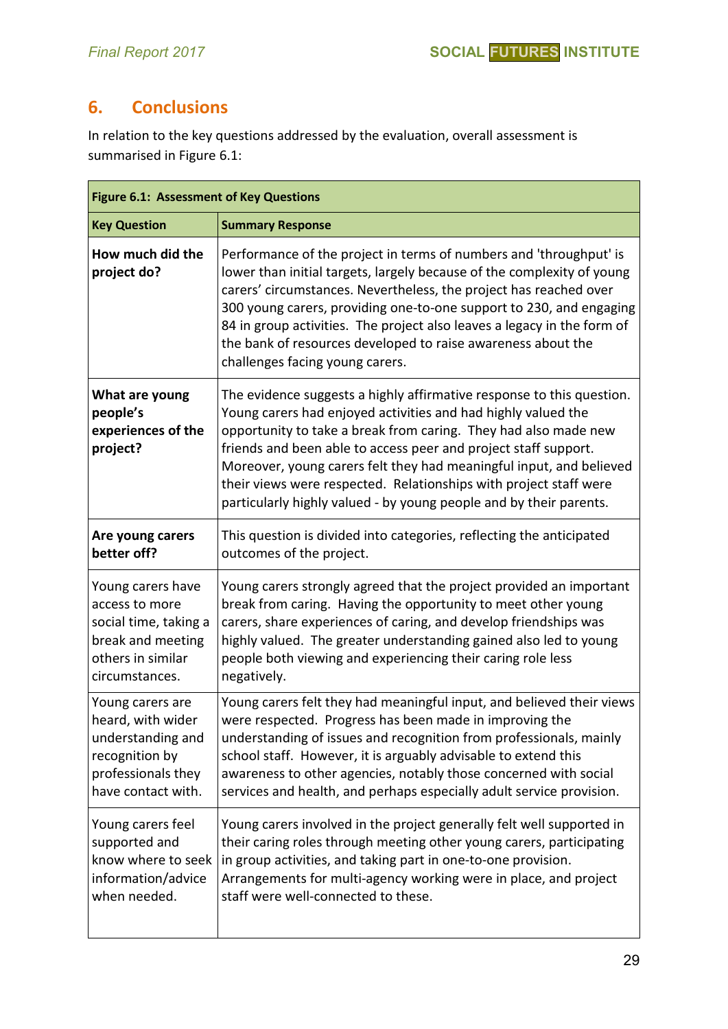## 6. Conclusions

In relation to the key questions addressed by the evaluation, overall assessment is summarised in Figure 6.1:

**Figure 6.1: Assessment of Key Questions**

| Key Question | Summary Response |
|---|---|
| **How much did the project do?** | Performance of the project in terms of numbers and 'throughput' is lower than initial targets, largely because of the complexity of young carers' circumstances. Nevertheless, the project has reached over 300 young carers, providing one-to-one support to 230, and engaging 84 in group activities. The project also leaves a legacy in the form of the bank of resources developed to raise awareness about the challenges facing young carers. |
| **What are young people's experiences of the project?** | The evidence suggests a highly affirmative response to this question. Young carers had enjoyed activities and had highly valued the opportunity to take a break from caring. They had also made new friends and been able to access peer and project staff support. Moreover, young carers felt they had meaningful input, and believed their views were respected. Relationships with project staff were particularly highly valued - by young people and by their parents. |
| **Are young carers better off?** | This question is divided into categories, reflecting the anticipated outcomes of the project. |
| Young carers have access to more social time, taking a break and meeting others in similar circumstances. | Young carers strongly agreed that the project provided an important break from caring. Having the opportunity to meet other young carers, share experiences of caring, and develop friendships was highly valued. The greater understanding gained also led to young people both viewing and experiencing their caring role less negatively. |
| Young carers are heard, with wider understanding and recognition by professionals they have contact with. | Young carers felt they had meaningful input, and believed their views were respected. Progress has been made in improving the understanding of issues and recognition from professionals, mainly school staff. However, it is arguably advisable to extend this awareness to other agencies, notably those concerned with social services and health, and perhaps especially adult service provision. |
| Young carers feel supported and know where to seek information/advice when needed. | Young carers involved in the project generally felt well supported in their caring roles through meeting other young carers, participating in group activities, and taking part in one-to-one provision. Arrangements for multi-agency working were in place, and project staff were well-connected to these. |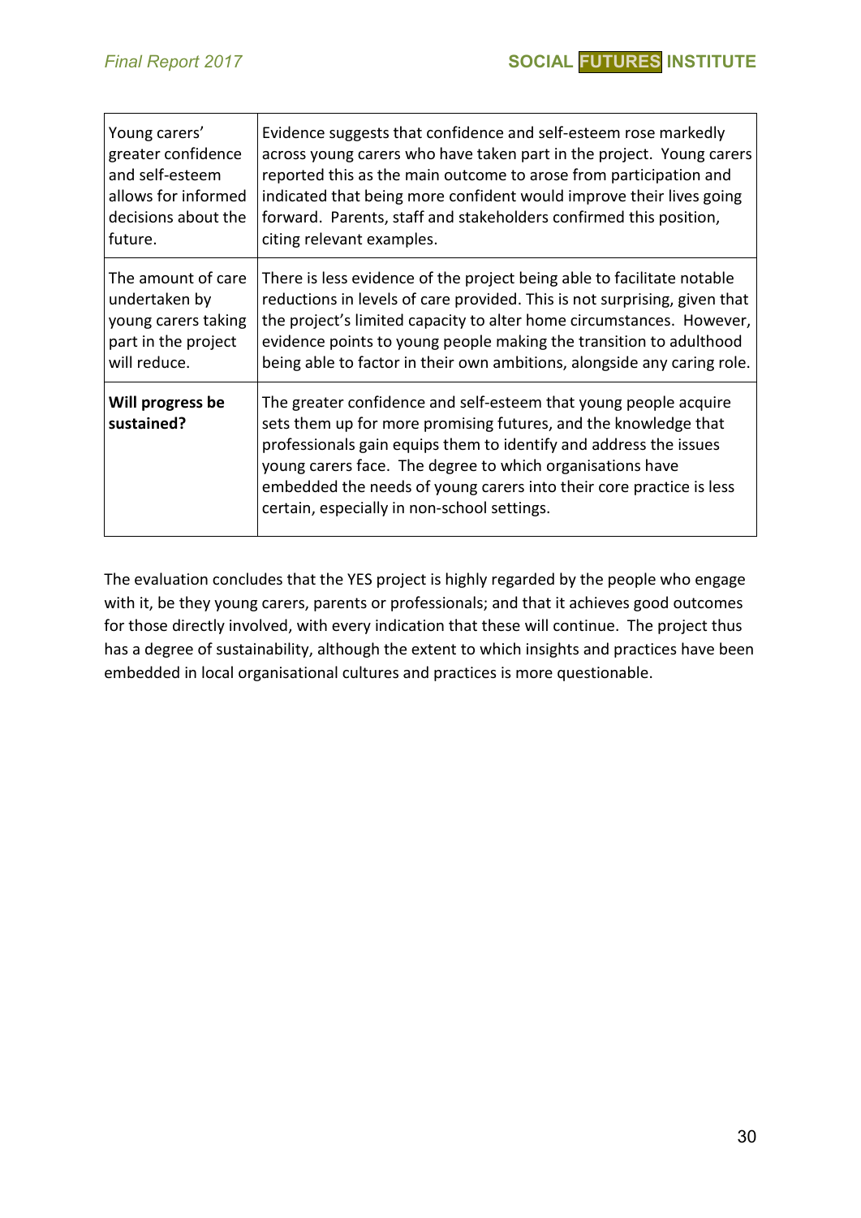| Young carers' greater confidence and self-esteem allows for informed decisions about the future. | Evidence suggests that confidence and self-esteem rose markedly across young carers who have taken part in the project. Young carers reported this as the main outcome to arose from participation and indicated that being more confident would improve their lives going forward. Parents, staff and stakeholders confirmed this position, citing relevant examples. |
|---|---|
| The amount of care undertaken by young carers taking part in the project will reduce. | There is less evidence of the project being able to facilitate notable reductions in levels of care provided. This is not surprising, given that the project's limited capacity to alter home circumstances. However, evidence points to young people making the transition to adulthood being able to factor in their own ambitions, alongside any caring role. |
| **Will progress be sustained?** | The greater confidence and self-esteem that young people acquire sets them up for more promising futures, and the knowledge that professionals gain equips them to identify and address the issues young carers face. The degree to which organisations have embedded the needs of young carers into their core practice is less certain, especially in non-school settings. |

The evaluation concludes that the YES project is highly regarded by the people who engage with it, be they young carers, parents or professionals; and that it achieves good outcomes for those directly involved, with every indication that these will continue. The project thus has a degree of sustainability, although the extent to which insights and practices have been embedded in local organisational cultures and practices is more questionable.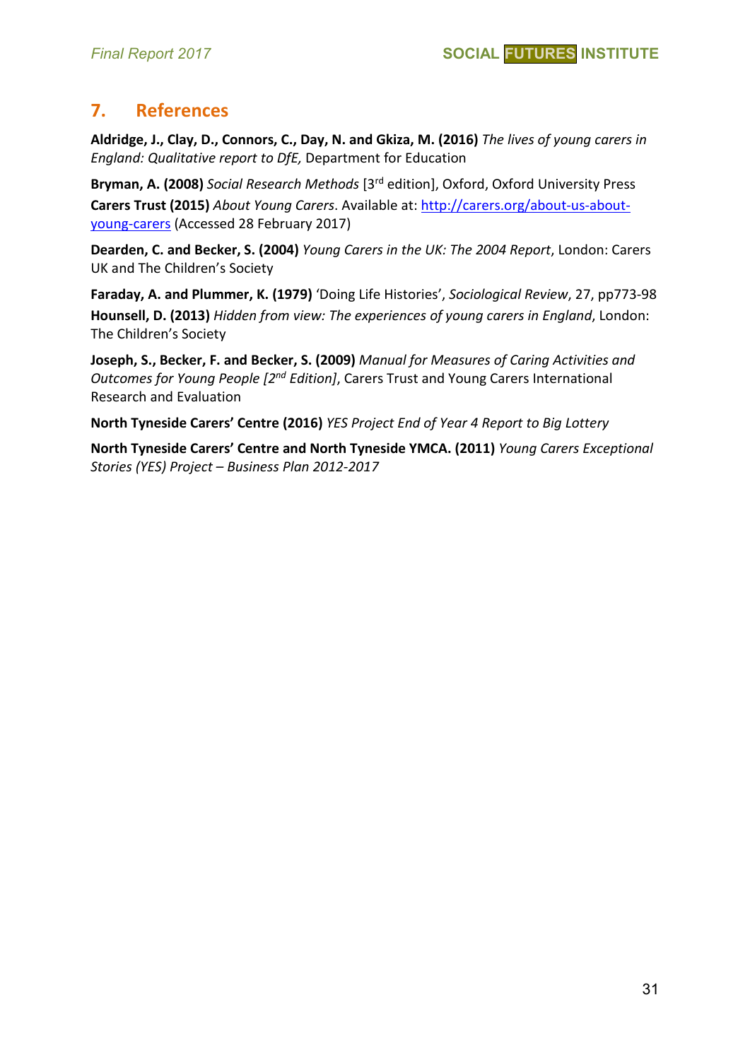## 7. References

**Aldridge, J., Clay, D., Connors, C., Day, N. and Gkiza, M. (2016)** *The lives of young carers in England: Qualitative report to DfE,* Department for Education

**Bryman, A. (2008)** *Social Research Methods* [3rd edition], Oxford, Oxford University Press

**Carers Trust (2015)** *About Young Carers*. Available at: http://carers.org/about-us-about-young-carers (Accessed 28 February 2017)

**Dearden, C. and Becker, S. (2004)** *Young Carers in the UK: The 2004 Report*, London: Carers UK and The Children's Society

**Faraday, A. and Plummer, K. (1979)** 'Doing Life Histories', *Sociological Review*, 27, pp773-98

**Hounsell, D. (2013)** *Hidden from view: The experiences of young carers in England*, London: The Children's Society

**Joseph, S., Becker, F. and Becker, S. (2009)** *Manual for Measures of Caring Activities and Outcomes for Young People [2nd Edition]*, Carers Trust and Young Carers International Research and Evaluation

**North Tyneside Carers' Centre (2016)** *YES Project End of Year 4 Report to Big Lottery*

**North Tyneside Carers' Centre and North Tyneside YMCA. (2011)** *Young Carers Exceptional Stories (YES) Project – Business Plan 2012-2017*